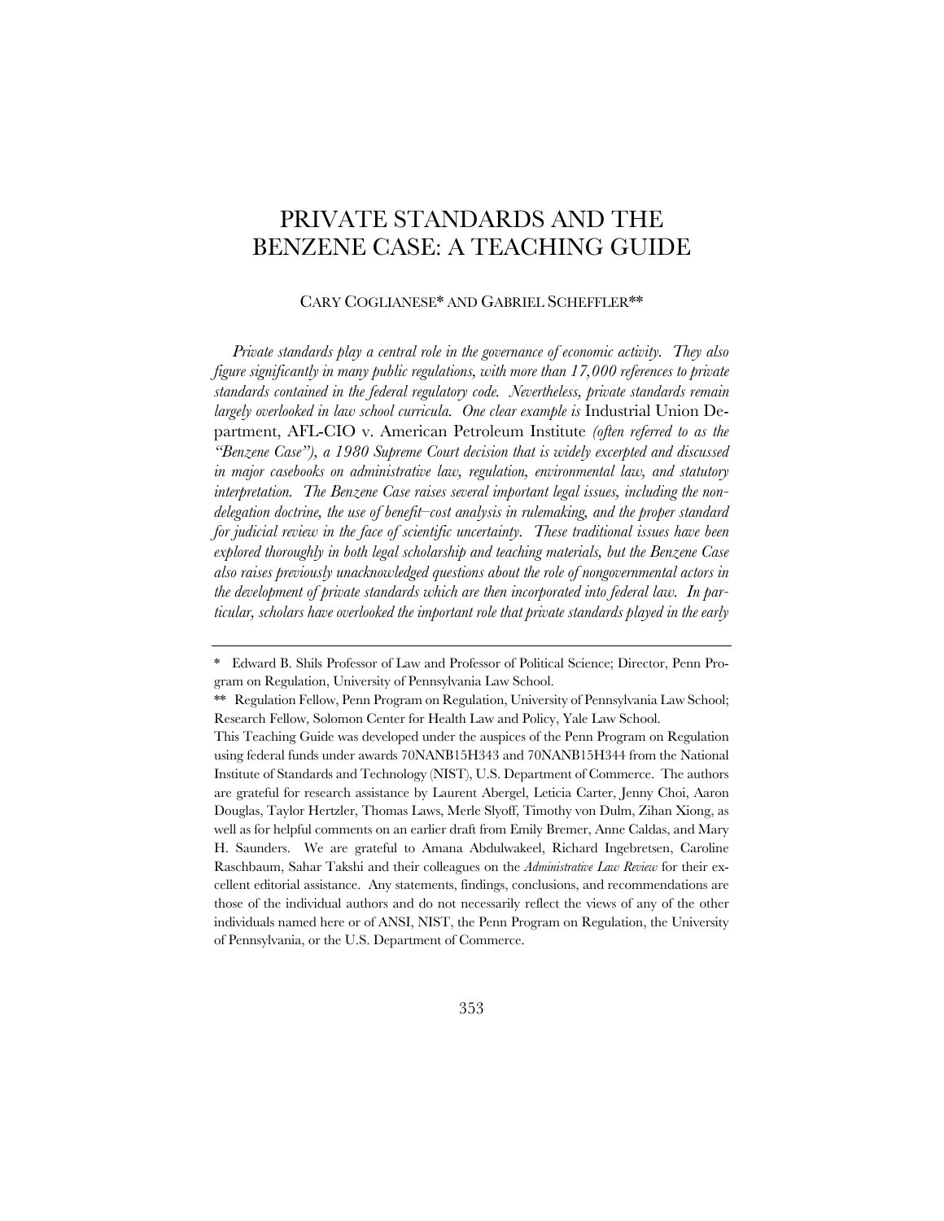# PRIVATE STANDARDS AND THE BENZENE CASE: A TEACHING GUIDE

CARY COGLIANESE* AND GABRIEL SCHEFFLER**

*Private standards play a central role in the governance of economic activity. They also figure significantly in many public regulations, with more than 17,000 references to private standards contained in the federal regulatory code. Nevertheless, private standards remain largely overlooked in law school curricula. One clear example is* Industrial Union Department, AFL-CIO v. American Petroleum Institute *(often referred to as the "Benzene Case"), a 1980 Supreme Court decision that is widely excerpted and discussed in major casebooks on administrative law, regulation, environmental law, and statutory interpretation. The Benzene Case raises several important legal issues, including the non-delegation doctrine, the use of benefit–cost analysis in rulemaking, and the proper standard for judicial review in the face of scientific uncertainty. These traditional issues have been explored thoroughly in both legal scholarship and teaching materials, but the Benzene Case also raises previously unacknowledged questions about the role of nongovernmental actors in the development of private standards which are then incorporated into federal law. In particular, scholars have overlooked the important role that private standards played in the early*

---

\* Edward B. Shils Professor of Law and Professor of Political Science; Director, Penn Program on Regulation, University of Pennsylvania Law School.

\*\* Regulation Fellow, Penn Program on Regulation, University of Pennsylvania Law School; Research Fellow, Solomon Center for Health Law and Policy, Yale Law School.

This Teaching Guide was developed under the auspices of the Penn Program on Regulation using federal funds under awards 70NANB15H343 and 70NANB15H344 from the National Institute of Standards and Technology (NIST), U.S. Department of Commerce. The authors are grateful for research assistance by Laurent Abergel, Leticia Carter, Jenny Choi, Aaron Douglas, Taylor Hertzler, Thomas Laws, Merle Slyoff, Timothy von Dulm, Zihan Xiong, as well as for helpful comments on an earlier draft from Emily Bremer, Anne Caldas, and Mary H. Saunders. We are grateful to Amana Abdulwakeel, Richard Ingebretsen, Caroline Raschbaum, Sahar Takshi and their colleagues on the *Administrative Law Review* for their excellent editorial assistance. Any statements, findings, conclusions, and recommendations are those of the individual authors and do not necessarily reflect the views of any of the other individuals named here or of ANSI, NIST, the Penn Program on Regulation, the University of Pennsylvania, or the U.S. Department of Commerce.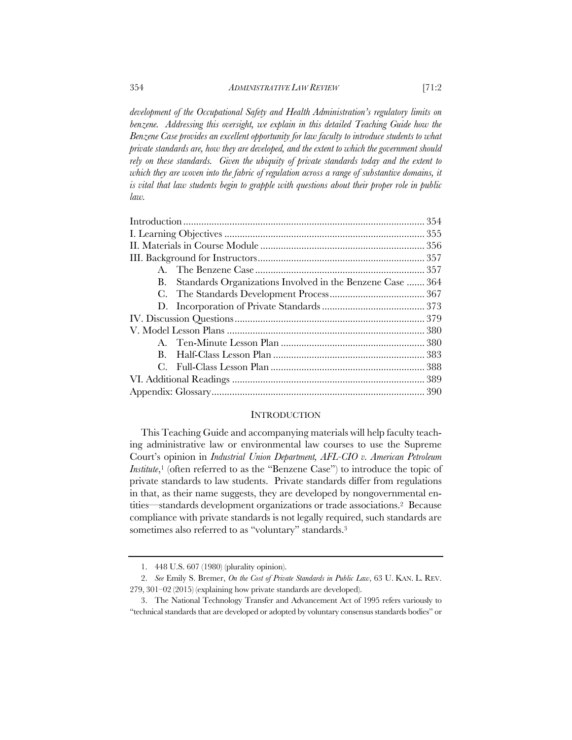*development of the Occupational Safety and Health Administration's regulatory limits on benzene. Addressing this oversight, we explain in this detailed Teaching Guide how the Benzene Case provides an excellent opportunity for law faculty to introduce students to what private standards are, how they are developed, and the extent to which the government should rely on these standards. Given the ubiquity of private standards today and the extent to which they are woven into the fabric of regulation across a range of substantive domains, it is vital that law students begin to grapple with questions about their proper role in public law.*

| | |
|---|---|
| Introduction | 354 |
| I. Learning Objectives | 355 |
| II. Materials in Course Module | 356 |
| III. Background for Instructors | 357 |
| A. The Benzene Case | 357 |
| B. Standards Organizations Involved in the Benzene Case | 364 |
| C. The Standards Development Process | 367 |
| D. Incorporation of Private Standards | 373 |
| IV. Discussion Questions | 379 |
| V. Model Lesson Plans | 380 |
| A. Ten-Minute Lesson Plan | 380 |
| B. Half-Class Lesson Plan | 383 |
| C. Full-Class Lesson Plan | 388 |
| VI. Additional Readings | 389 |
| Appendix: Glossary | 390 |

## INTRODUCTION

This Teaching Guide and accompanying materials will help faculty teaching administrative law or environmental law courses to use the Supreme Court's opinion in *Industrial Union Department, AFL-CIO v. American Petroleum Institute*,[1] (often referred to as the "Benzene Case") to introduce the topic of private standards to law students. Private standards differ from regulations in that, as their name suggests, they are developed by nongovernmental entities—standards development organizations or trade associations.[2] Because compliance with private standards is not legally required, such standards are sometimes also referred to as "voluntary" standards.[3]

---

1. 448 U.S. 607 (1980) (plurality opinion).

2. *See* Emily S. Bremer, *On the Cost of Private Standards in Public Law*, 63 U. KAN. L. REV. 279, 301–02 (2015) (explaining how private standards are developed).

3. The National Technology Transfer and Advancement Act of 1995 refers variously to "technical standards that are developed or adopted by voluntary consensus standards bodies" or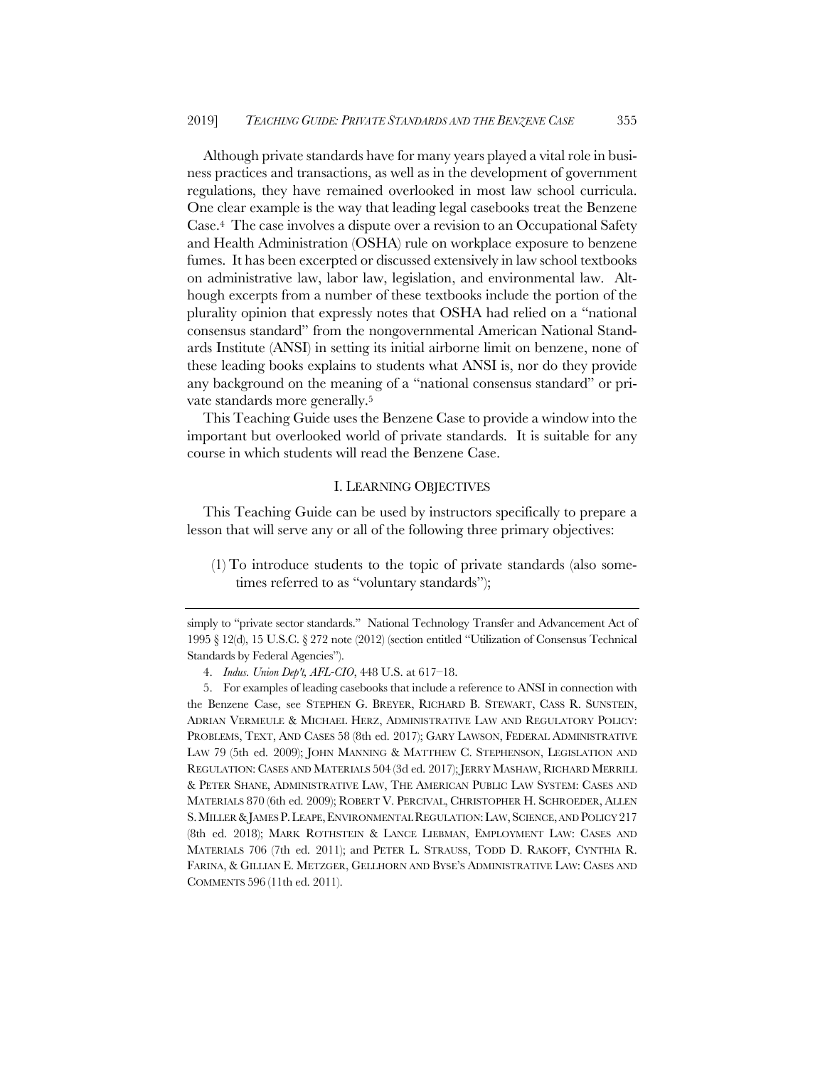Although private standards have for many years played a vital role in business practices and transactions, as well as in the development of government regulations, they have remained overlooked in most law school curricula. One clear example is the way that leading legal casebooks treat the Benzene Case.[4] The case involves a dispute over a revision to an Occupational Safety and Health Administration (OSHA) rule on workplace exposure to benzene fumes. It has been excerpted or discussed extensively in law school textbooks on administrative law, labor law, legislation, and environmental law. Although excerpts from a number of these textbooks include the portion of the plurality opinion that expressly notes that OSHA had relied on a "national consensus standard" from the nongovernmental American National Standards Institute (ANSI) in setting its initial airborne limit on benzene, none of these leading books explains to students what ANSI is, nor do they provide any background on the meaning of a "national consensus standard" or private standards more generally.[5]

This Teaching Guide uses the Benzene Case to provide a window into the important but overlooked world of private standards. It is suitable for any course in which students will read the Benzene Case.

## I. LEARNING OBJECTIVES

This Teaching Guide can be used by instructors specifically to prepare a lesson that will serve any or all of the following three primary objectives:

(1) To introduce students to the topic of private standards (also sometimes referred to as "voluntary standards");

---

simply to "private sector standards." National Technology Transfer and Advancement Act of 1995 § 12(d), 15 U.S.C. § 272 note (2012) (section entitled "Utilization of Consensus Technical Standards by Federal Agencies").

4. *Indus. Union Dep't, AFL-CIO*, 448 U.S. at 617–18.

5. For examples of leading casebooks that include a reference to ANSI in connection with the Benzene Case, see STEPHEN G. BREYER, RICHARD B. STEWART, CASS R. SUNSTEIN, ADRIAN VERMEULE & MICHAEL HERZ, ADMINISTRATIVE LAW AND REGULATORY POLICY: PROBLEMS, TEXT, AND CASES 58 (8th ed. 2017); GARY LAWSON, FEDERAL ADMINISTRATIVE LAW 79 (5th ed. 2009); JOHN MANNING & MATTHEW C. STEPHENSON, LEGISLATION AND REGULATION: CASES AND MATERIALS 504 (3d ed. 2017); JERRY MASHAW, RICHARD MERRILL & PETER SHANE, ADMINISTRATIVE LAW, THE AMERICAN PUBLIC LAW SYSTEM: CASES AND MATERIALS 870 (6th ed. 2009); ROBERT V. PERCIVAL, CHRISTOPHER H. SCHROEDER, ALLEN S. MILLER & JAMES P. LEAPE, ENVIRONMENTAL REGULATION: LAW, SCIENCE, AND POLICY 217 (8th ed. 2018); MARK ROTHSTEIN & LANCE LIEBMAN, EMPLOYMENT LAW: CASES AND MATERIALS 706 (7th ed. 2011); and PETER L. STRAUSS, TODD D. RAKOFF, CYNTHIA R. FARINA, & GILLIAN E. METZGER, GELLHORN AND BYSE'S ADMINISTRATIVE LAW: CASES AND COMMENTS 596 (11th ed. 2011).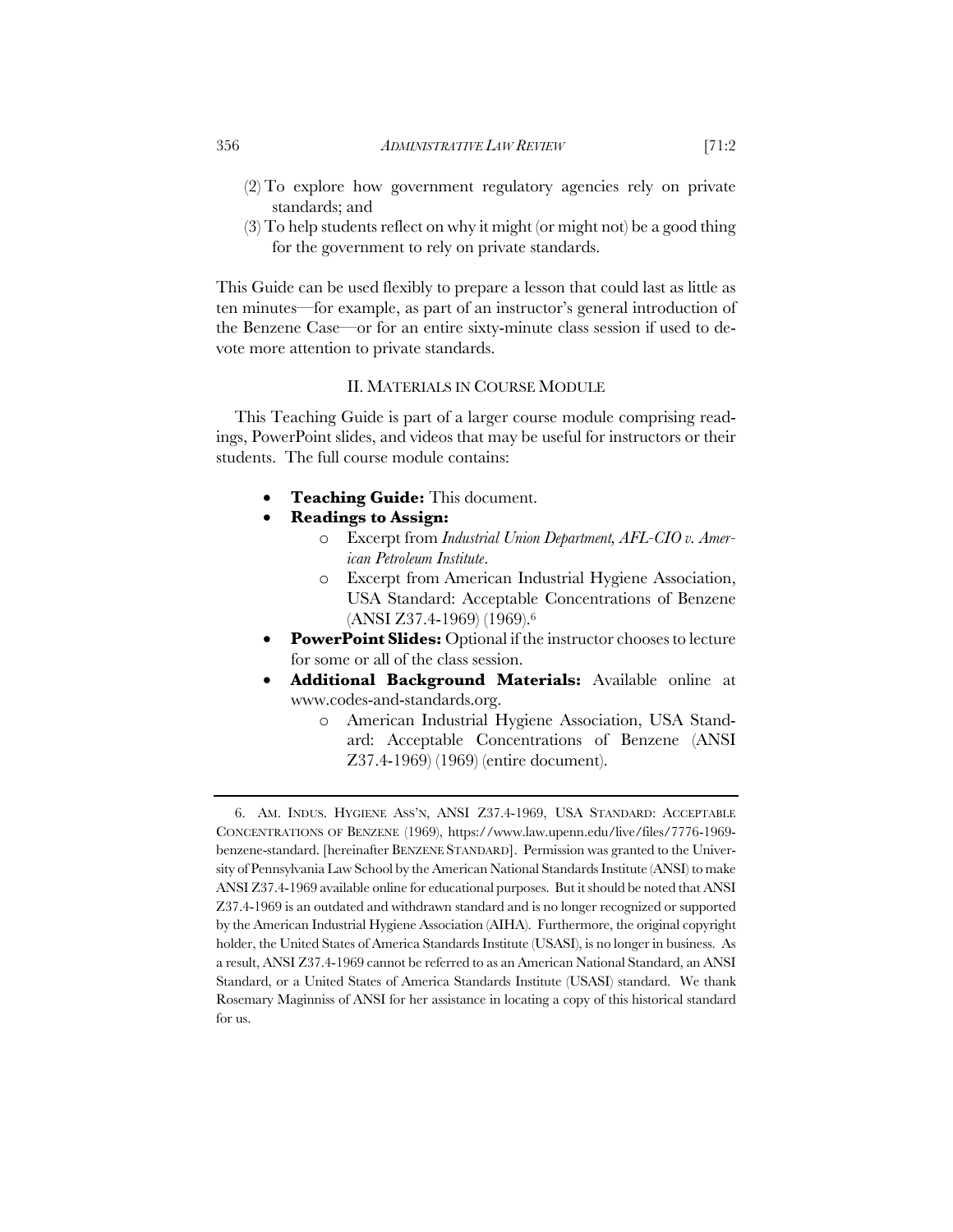(2) To explore how government regulatory agencies rely on private standards; and

(3) To help students reflect on why it might (or might not) be a good thing for the government to rely on private standards.

This Guide can be used flexibly to prepare a lesson that could last as little as ten minutes—for example, as part of an instructor's general introduction of the Benzene Case—or for an entire sixty-minute class session if used to devote more attention to private standards.

## II. MATERIALS IN COURSE MODULE

This Teaching Guide is part of a larger course module comprising readings, PowerPoint slides, and videos that may be useful for instructors or their students. The full course module contains:

- **Teaching Guide:** This document.
- **Readings to Assign:**
  - Excerpt from *Industrial Union Department, AFL-CIO v. American Petroleum Institute*.
  - Excerpt from American Industrial Hygiene Association, USA Standard: Acceptable Concentrations of Benzene (ANSI Z37.4-1969) (1969).[6]
- **PowerPoint Slides:** Optional if the instructor chooses to lecture for some or all of the class session.
- **Additional Background Materials:** Available online at www.codes-and-standards.org.
  - American Industrial Hygiene Association, USA Standard: Acceptable Concentrations of Benzene (ANSI Z37.4-1969) (1969) (entire document).

---

6. AM. INDUS. HYGIENE ASS'N, ANSI Z37.4-1969, USA STANDARD: ACCEPTABLE CONCENTRATIONS OF BENZENE (1969), https://www.law.upenn.edu/live/files/7776-1969-benzene-standard. [hereinafter BENZENE STANDARD]. Permission was granted to the University of Pennsylvania Law School by the American National Standards Institute (ANSI) to make ANSI Z37.4-1969 available online for educational purposes. But it should be noted that ANSI Z37.4-1969 is an outdated and withdrawn standard and is no longer recognized or supported by the American Industrial Hygiene Association (AIHA). Furthermore, the original copyright holder, the United States of America Standards Institute (USASI), is no longer in business. As a result, ANSI Z37.4-1969 cannot be referred to as an American National Standard, an ANSI Standard, or a United States of America Standards Institute (USASI) standard. We thank Rosemary Maginniss of ANSI for her assistance in locating a copy of this historical standard for us.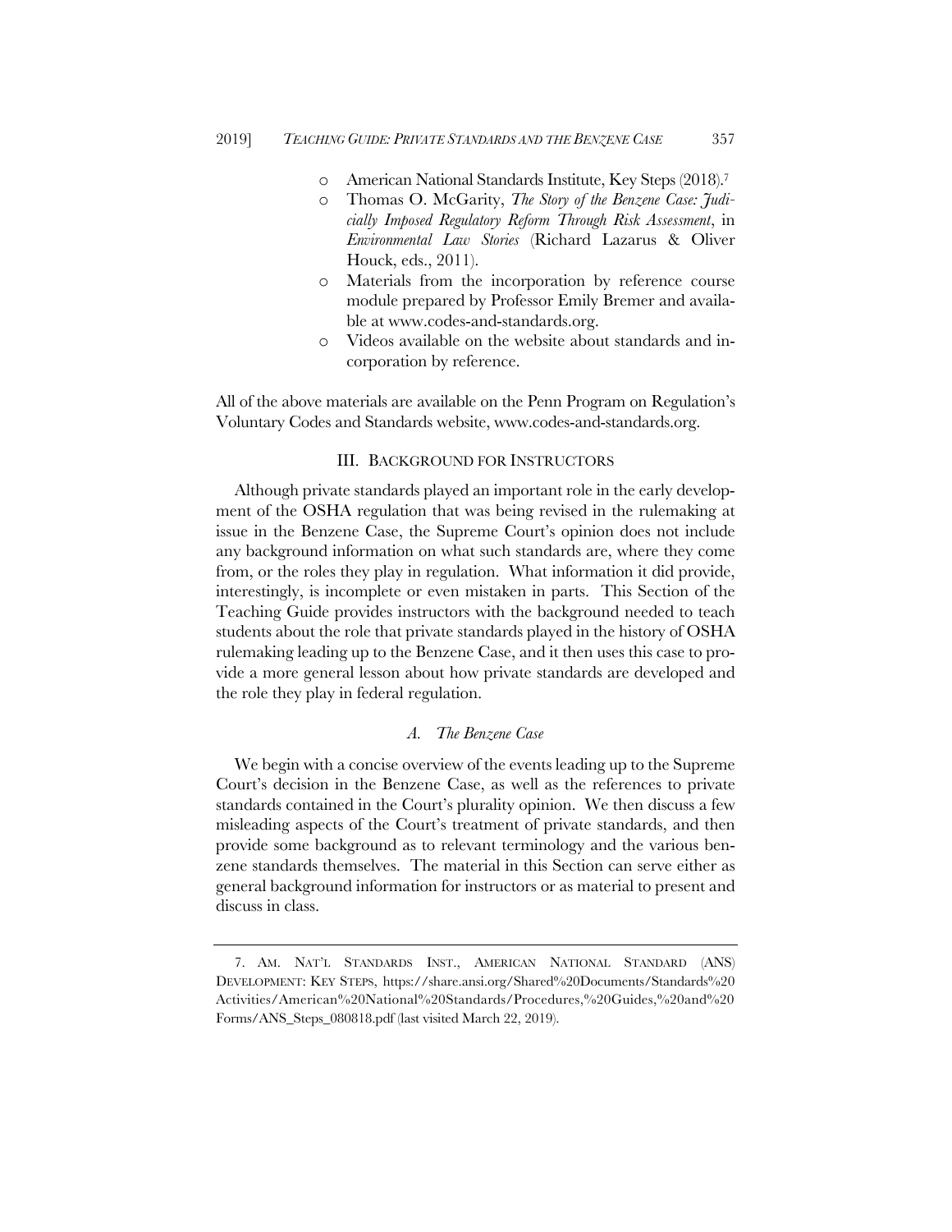- American National Standards Institute, Key Steps (2018).[7]
- Thomas O. McGarity, *The Story of the Benzene Case: Judicially Imposed Regulatory Reform Through Risk Assessment*, in *Environmental Law Stories* (Richard Lazarus & Oliver Houck, eds., 2011).
- Materials from the incorporation by reference course module prepared by Professor Emily Bremer and available at www.codes-and-standards.org.
- Videos available on the website about standards and incorporation by reference.

All of the above materials are available on the Penn Program on Regulation's Voluntary Codes and Standards website, www.codes-and-standards.org.

## III. BACKGROUND FOR INSTRUCTORS

Although private standards played an important role in the early development of the OSHA regulation that was being revised in the rulemaking at issue in the Benzene Case, the Supreme Court's opinion does not include any background information on what such standards are, where they come from, or the roles they play in regulation. What information it did provide, interestingly, is incomplete or even mistaken in parts. This Section of the Teaching Guide provides instructors with the background needed to teach students about the role that private standards played in the history of OSHA rulemaking leading up to the Benzene Case, and it then uses this case to provide a more general lesson about how private standards are developed and the role they play in federal regulation.

### *A. The Benzene Case*

We begin with a concise overview of the events leading up to the Supreme Court's decision in the Benzene Case, as well as the references to private standards contained in the Court's plurality opinion. We then discuss a few misleading aspects of the Court's treatment of private standards, and then provide some background as to relevant terminology and the various benzene standards themselves. The material in this Section can serve either as general background information for instructors or as material to present and discuss in class.

---

7. AM. NAT'L STANDARDS INST., AMERICAN NATIONAL STANDARD (ANS) DEVELOPMENT: KEY STEPS, https://share.ansi.org/Shared%20Documents/Standards%20Activities/American%20National%20Standards/Procedures,%20Guides,%20and%20Forms/ANS_Steps_080818.pdf (last visited March 22, 2019).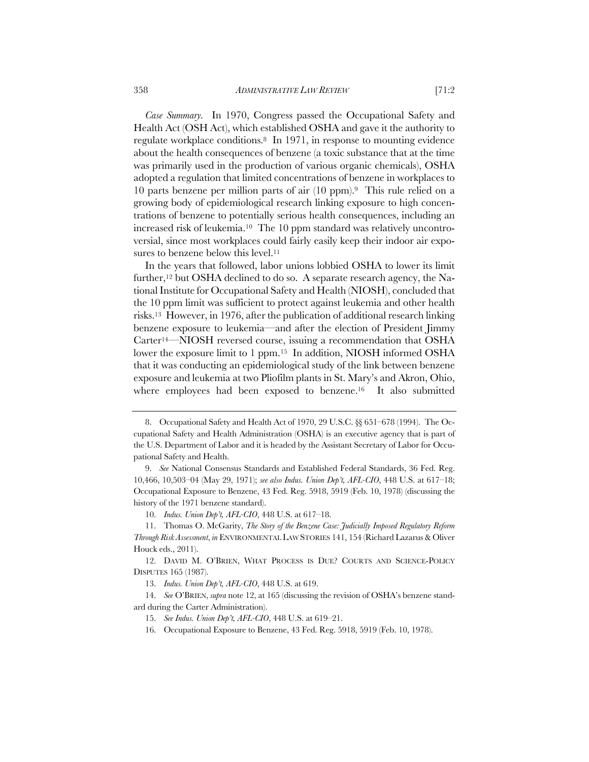*Case Summary*. In 1970, Congress passed the Occupational Safety and Health Act (OSH Act), which established OSHA and gave it the authority to regulate workplace conditions.[8] In 1971, in response to mounting evidence about the health consequences of benzene (a toxic substance that at the time was primarily used in the production of various organic chemicals), OSHA adopted a regulation that limited concentrations of benzene in workplaces to 10 parts benzene per million parts of air (10 ppm).[9] This rule relied on a growing body of epidemiological research linking exposure to high concentrations of benzene to potentially serious health consequences, including an increased risk of leukemia.[10] The 10 ppm standard was relatively uncontroversial, since most workplaces could fairly easily keep their indoor air exposures to benzene below this level.[11]

In the years that followed, labor unions lobbied OSHA to lower its limit further,[12] but OSHA declined to do so. A separate research agency, the National Institute for Occupational Safety and Health (NIOSH), concluded that the 10 ppm limit was sufficient to protect against leukemia and other health risks.[13] However, in 1976, after the publication of additional research linking benzene exposure to leukemia—and after the election of President Jimmy Carter[14]—NIOSH reversed course, issuing a recommendation that OSHA lower the exposure limit to 1 ppm.[15] In addition, NIOSH informed OSHA that it was conducting an epidemiological study of the link between benzene exposure and leukemia at two Pliofilm plants in St. Mary's and Akron, Ohio, where employees had been exposed to benzene.[16] It also submitted

---

8. Occupational Safety and Health Act of 1970, 29 U.S.C. §§ 651–678 (1994). The Occupational Safety and Health Administration (OSHA) is an executive agency that is part of the U.S. Department of Labor and it is headed by the Assistant Secretary of Labor for Occupational Safety and Health.

9. *See* National Consensus Standards and Established Federal Standards, 36 Fed. Reg. 10,466, 10,503–04 (May 29, 1971); *see also Indus. Union Dep't, AFL-CIO*, 448 U.S. at 617–18; Occupational Exposure to Benzene, 43 Fed. Reg. 5918, 5919 (Feb. 10, 1978) (discussing the history of the 1971 benzene standard).

10. *Indus. Union Dep't, AFL-CIO*, 448 U.S. at 617–18.

11. Thomas O. McGarity, *The Story of the Benzene Case: Judicially Imposed Regulatory Reform Through Risk Assessment*, *in* ENVIRONMENTAL LAW STORIES 141, 154 (Richard Lazarus & Oliver Houck eds., 2011).

12. DAVID M. O'BRIEN, WHAT PROCESS IS DUE? COURTS AND SCIENCE-POLICY DISPUTES 165 (1987).

13. *Indus. Union Dep't, AFL-CIO*, 448 U.S. at 619.

14. *See* O'BRIEN, *supra* note 12, at 165 (discussing the revision of OSHA's benzene standard during the Carter Administration).

15. *See Indus. Union Dep't, AFL-CIO*, 448 U.S. at 619–21.

16. Occupational Exposure to Benzene, 43 Fed. Reg. 5918, 5919 (Feb. 10, 1978).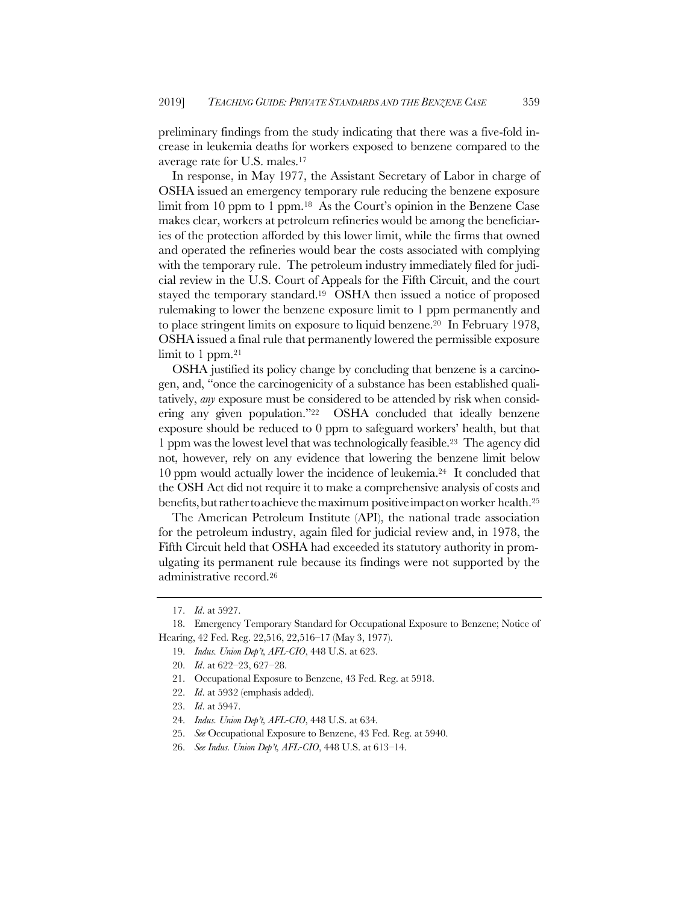preliminary findings from the study indicating that there was a five-fold increase in leukemia deaths for workers exposed to benzene compared to the average rate for U.S. males.[17]

In response, in May 1977, the Assistant Secretary of Labor in charge of OSHA issued an emergency temporary rule reducing the benzene exposure limit from 10 ppm to 1 ppm.[18] As the Court's opinion in the Benzene Case makes clear, workers at petroleum refineries would be among the beneficiaries of the protection afforded by this lower limit, while the firms that owned and operated the refineries would bear the costs associated with complying with the temporary rule. The petroleum industry immediately filed for judicial review in the U.S. Court of Appeals for the Fifth Circuit, and the court stayed the temporary standard.[19] OSHA then issued a notice of proposed rulemaking to lower the benzene exposure limit to 1 ppm permanently and to place stringent limits on exposure to liquid benzene.[20] In February 1978, OSHA issued a final rule that permanently lowered the permissible exposure limit to 1 ppm.[21]

OSHA justified its policy change by concluding that benzene is a carcinogen, and, "once the carcinogenicity of a substance has been established qualitatively, *any* exposure must be considered to be attended by risk when considering any given population."[22] OSHA concluded that ideally benzene exposure should be reduced to 0 ppm to safeguard workers' health, but that 1 ppm was the lowest level that was technologically feasible.[23] The agency did not, however, rely on any evidence that lowering the benzene limit below 10 ppm would actually lower the incidence of leukemia.[24] It concluded that the OSH Act did not require it to make a comprehensive analysis of costs and benefits, but rather to achieve the maximum positive impact on worker health.[25]

The American Petroleum Institute (API), the national trade association for the petroleum industry, again filed for judicial review and, in 1978, the Fifth Circuit held that OSHA had exceeded its statutory authority in promulgating its permanent rule because its findings were not supported by the administrative record.[26]

---

17. *Id*. at 5927.

18. Emergency Temporary Standard for Occupational Exposure to Benzene; Notice of Hearing, 42 Fed. Reg. 22,516, 22,516–17 (May 3, 1977).

19. *Indus. Union Dep't, AFL-CIO*, 448 U.S. at 623.

20. *Id*. at 622–23, 627–28.

21. Occupational Exposure to Benzene, 43 Fed. Reg. at 5918.

22. *Id*. at 5932 (emphasis added).

23. *Id*. at 5947.

24. *Indus. Union Dep't, AFL-CIO*, 448 U.S. at 634.

25. *See* Occupational Exposure to Benzene, 43 Fed. Reg. at 5940.

26. *See Indus. Union Dep't, AFL-CIO*, 448 U.S. at 613–14.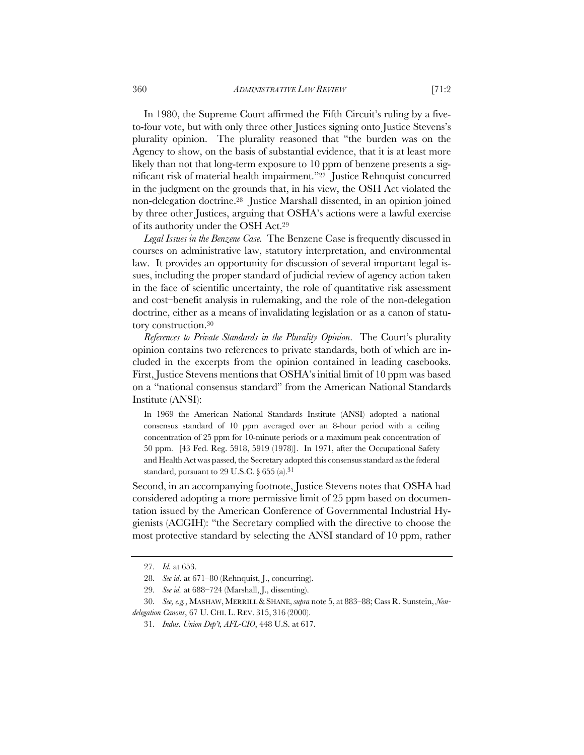In 1980, the Supreme Court affirmed the Fifth Circuit's ruling by a five-to-four vote, but with only three other Justices signing onto Justice Stevens's plurality opinion. The plurality reasoned that "the burden was on the Agency to show, on the basis of substantial evidence, that it is at least more likely than not that long-term exposure to 10 ppm of benzene presents a significant risk of material health impairment."[27] Justice Rehnquist concurred in the judgment on the grounds that, in his view, the OSH Act violated the non-delegation doctrine.[28] Justice Marshall dissented, in an opinion joined by three other Justices, arguing that OSHA's actions were a lawful exercise of its authority under the OSH Act.[29]

*Legal Issues in the Benzene Case.* The Benzene Case is frequently discussed in courses on administrative law, statutory interpretation, and environmental law. It provides an opportunity for discussion of several important legal issues, including the proper standard of judicial review of agency action taken in the face of scientific uncertainty, the role of quantitative risk assessment and cost–benefit analysis in rulemaking, and the role of the non-delegation doctrine, either as a means of invalidating legislation or as a canon of statutory construction.[30]

*References to Private Standards in the Plurality Opinion*. The Court's plurality opinion contains two references to private standards, both of which are included in the excerpts from the opinion contained in leading casebooks. First, Justice Stevens mentions that OSHA's initial limit of 10 ppm was based on a "national consensus standard" from the American National Standards Institute (ANSI):

> In 1969 the American National Standards Institute (ANSI) adopted a national consensus standard of 10 ppm averaged over an 8-hour period with a ceiling concentration of 25 ppm for 10-minute periods or a maximum peak concentration of 50 ppm. [43 Fed. Reg. 5918, 5919 (1978)]. In 1971, after the Occupational Safety and Health Act was passed, the Secretary adopted this consensus standard as the federal standard, pursuant to 29 U.S.C. § 655 (a).[31]

Second, in an accompanying footnote, Justice Stevens notes that OSHA had considered adopting a more permissive limit of 25 ppm based on documentation issued by the American Conference of Governmental Industrial Hygienists (ACGIH): "the Secretary complied with the directive to choose the most protective standard by selecting the ANSI standard of 10 ppm, rather

---

27. *Id.* at 653.

28. *See id*. at 671–80 (Rehnquist, J., concurring).

29. *See id.* at 688–724 (Marshall, J., dissenting).

30. *See, e.g.*, MASHAW, MERRILL & SHANE, *supra* note 5, at 883–88; Cass R. Sunstein, *Nondelegation Canons*, 67 U. CHI. L. REV. 315, 316 (2000).

31. *Indus. Union Dep't, AFL-CIO*, 448 U.S. at 617.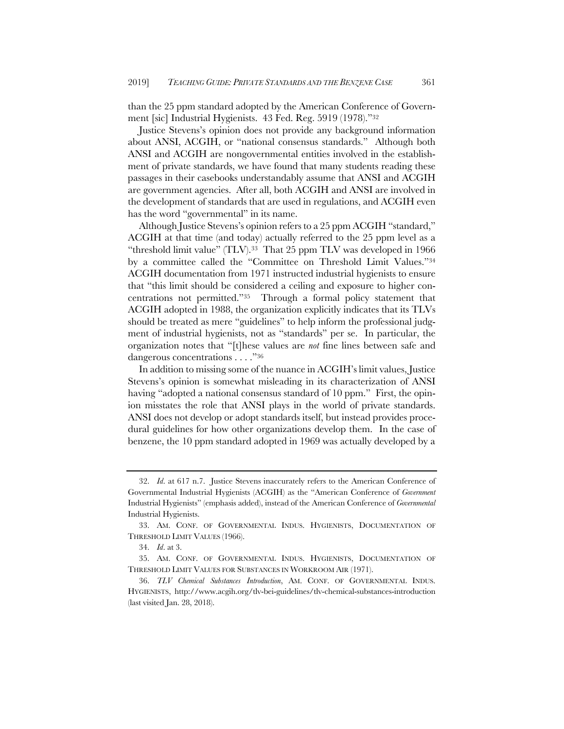than the 25 ppm standard adopted by the American Conference of Government [sic] Industrial Hygienists. 43 Fed. Reg. 5919 (1978)."[32]

Justice Stevens's opinion does not provide any background information about ANSI, ACGIH, or "national consensus standards." Although both ANSI and ACGIH are nongovernmental entities involved in the establishment of private standards, we have found that many students reading these passages in their casebooks understandably assume that ANSI and ACGIH are government agencies. After all, both ACGIH and ANSI are involved in the development of standards that are used in regulations, and ACGIH even has the word "governmental" in its name.

Although Justice Stevens's opinion refers to a 25 ppm ACGIH "standard," ACGIH at that time (and today) actually referred to the 25 ppm level as a "threshold limit value" (TLV).[33] That 25 ppm TLV was developed in 1966 by a committee called the "Committee on Threshold Limit Values."[34] ACGIH documentation from 1971 instructed industrial hygienists to ensure that "this limit should be considered a ceiling and exposure to higher concentrations not permitted."[35] Through a formal policy statement that ACGIH adopted in 1988, the organization explicitly indicates that its TLVs should be treated as mere "guidelines" to help inform the professional judgment of industrial hygienists, not as "standards" per se. In particular, the organization notes that "[t]hese values are *not* fine lines between safe and dangerous concentrations . . . ."[36]

In addition to missing some of the nuance in ACGIH's limit values, Justice Stevens's opinion is somewhat misleading in its characterization of ANSI having "adopted a national consensus standard of 10 ppm." First, the opinion misstates the role that ANSI plays in the world of private standards. ANSI does not develop or adopt standards itself, but instead provides procedural guidelines for how other organizations develop them. In the case of benzene, the 10 ppm standard adopted in 1969 was actually developed by a

---

32. *Id.* at 617 n.7. Justice Stevens inaccurately refers to the American Conference of Governmental Industrial Hygienists (ACGIH) as the "American Conference of *Government* Industrial Hygienists" (emphasis added), instead of the American Conference of *Governmental* Industrial Hygienists.

33. AM. CONF. OF GOVERNMENTAL INDUS. HYGIENISTS, DOCUMENTATION OF THRESHOLD LIMIT VALUES (1966).

34. *Id.* at 3.

35. AM. CONF. OF GOVERNMENTAL INDUS. HYGIENISTS, DOCUMENTATION OF THRESHOLD LIMIT VALUES FOR SUBSTANCES IN WORKROOM AIR (1971).

36. *TLV Chemical Substances Introduction*, AM. CONF. OF GOVERNMENTAL INDUS. HYGIENISTS, http://www.acgih.org/tlv-bei-guidelines/tlv-chemical-substances-introduction (last visited Jan. 28, 2018).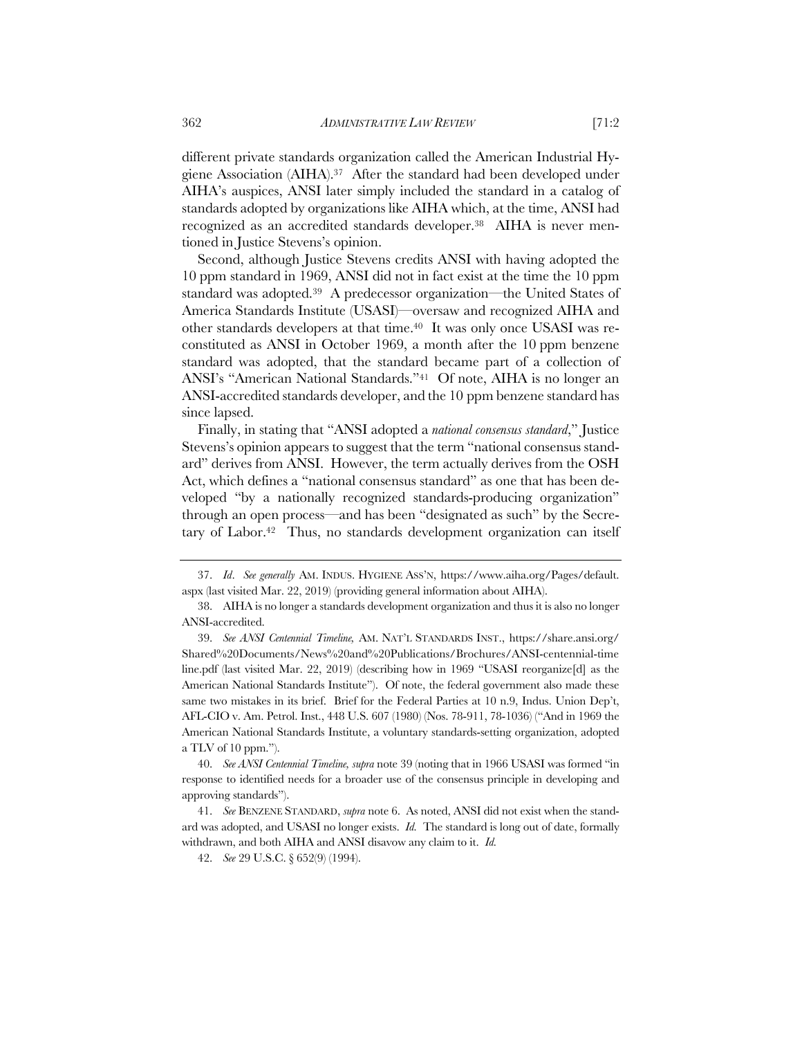different private standards organization called the American Industrial Hygiene Association (AIHA).[37] After the standard had been developed under AIHA's auspices, ANSI later simply included the standard in a catalog of standards adopted by organizations like AIHA which, at the time, ANSI had recognized as an accredited standards developer.[38] AIHA is never mentioned in Justice Stevens's opinion.

Second, although Justice Stevens credits ANSI with having adopted the 10 ppm standard in 1969, ANSI did not in fact exist at the time the 10 ppm standard was adopted.[39] A predecessor organization—the United States of America Standards Institute (USASI)—oversaw and recognized AIHA and other standards developers at that time.[40] It was only once USASI was reconstituted as ANSI in October 1969, a month after the 10 ppm benzene standard was adopted, that the standard became part of a collection of ANSI's "American National Standards."[41] Of note, AIHA is no longer an ANSI-accredited standards developer, and the 10 ppm benzene standard has since lapsed.

Finally, in stating that "ANSI adopted a *national consensus standard*," Justice Stevens's opinion appears to suggest that the term "national consensus standard" derives from ANSI. However, the term actually derives from the OSH Act, which defines a "national consensus standard" as one that has been developed "by a nationally recognized standards-producing organization" through an open process—and has been "designated as such" by the Secretary of Labor.[42] Thus, no standards development organization can itself

---

37. *Id*. *See generally* AM. INDUS. HYGIENE ASS'N, https://www.aiha.org/Pages/default.aspx (last visited Mar. 22, 2019) (providing general information about AIHA).

38. AIHA is no longer a standards development organization and thus it is also no longer ANSI-accredited.

39. *See ANSI Centennial Timeline,* AM. NAT'L STANDARDS INST., https://share.ansi.org/Shared%20Documents/News%20and%20Publications/Brochures/ANSI-centennial-timeline.pdf (last visited Mar. 22, 2019) (describing how in 1969 "USASI reorganize[d] as the American National Standards Institute"). Of note, the federal government also made these same two mistakes in its brief. Brief for the Federal Parties at 10 n.9, Indus. Union Dep't, AFL-CIO v. Am. Petrol. Inst., 448 U.S. 607 (1980) (Nos. 78-911, 78-1036) ("And in 1969 the American National Standards Institute, a voluntary standards-setting organization, adopted a TLV of 10 ppm.").

40. *See ANSI Centennial Timeline, supra* note 39 (noting that in 1966 USASI was formed "in response to identified needs for a broader use of the consensus principle in developing and approving standards").

41. *See* BENZENE STANDARD, *supra* note 6. As noted, ANSI did not exist when the standard was adopted, and USASI no longer exists. *Id.* The standard is long out of date, formally withdrawn, and both AIHA and ANSI disavow any claim to it. *Id.*

42. *See* 29 U.S.C. § 652(9) (1994).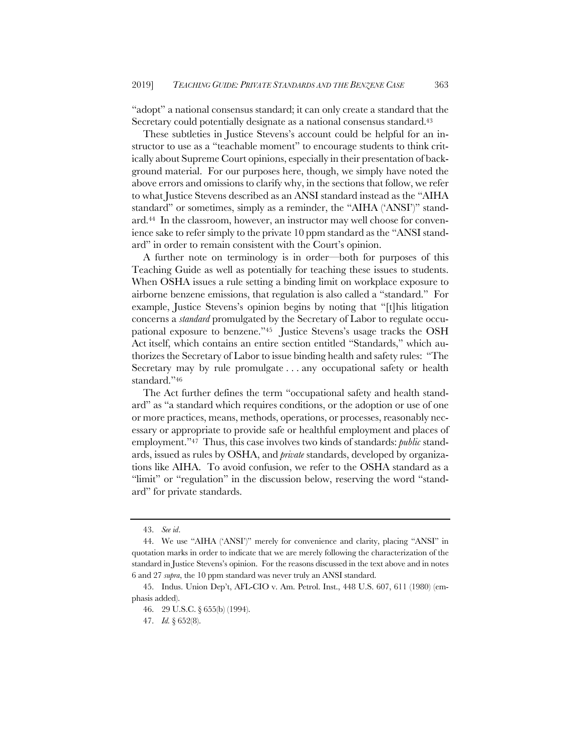"adopt" a national consensus standard; it can only create a standard that the Secretary could potentially designate as a national consensus standard.[43]

These subtleties in Justice Stevens's account could be helpful for an instructor to use as a "teachable moment" to encourage students to think critically about Supreme Court opinions, especially in their presentation of background material. For our purposes here, though, we simply have noted the above errors and omissions to clarify why, in the sections that follow, we refer to what Justice Stevens described as an ANSI standard instead as the "AIHA standard" or sometimes, simply as a reminder, the "AIHA ('ANSI')" standard.[44] In the classroom, however, an instructor may well choose for convenience sake to refer simply to the private 10 ppm standard as the "ANSI standard" in order to remain consistent with the Court's opinion.

A further note on terminology is in order—both for purposes of this Teaching Guide as well as potentially for teaching these issues to students. When OSHA issues a rule setting a binding limit on workplace exposure to airborne benzene emissions, that regulation is also called a "standard." For example, Justice Stevens's opinion begins by noting that "[t]his litigation concerns a *standard* promulgated by the Secretary of Labor to regulate occupational exposure to benzene."[45] Justice Stevens's usage tracks the OSH Act itself, which contains an entire section entitled "Standards," which authorizes the Secretary of Labor to issue binding health and safety rules: "The Secretary may by rule promulgate . . . any occupational safety or health standard."[46]

The Act further defines the term "occupational safety and health standard" as "a standard which requires conditions, or the adoption or use of one or more practices, means, methods, operations, or processes, reasonably necessary or appropriate to provide safe or healthful employment and places of employment."[47] Thus, this case involves two kinds of standards: *public* standards, issued as rules by OSHA, and *private* standards, developed by organizations like AIHA. To avoid confusion, we refer to the OSHA standard as a "limit" or "regulation" in the discussion below, reserving the word "standard" for private standards.

---

43. *See id*.

44. We use "AIHA ('ANSI')" merely for convenience and clarity, placing "ANSI" in quotation marks in order to indicate that we are merely following the characterization of the standard in Justice Stevens's opinion. For the reasons discussed in the text above and in notes 6 and 27 *supra*, the 10 ppm standard was never truly an ANSI standard.

45. Indus. Union Dep't, AFL-CIO v. Am. Petrol. Inst., 448 U.S. 607, 611 (1980) (emphasis added).

46. 29 U.S.C. § 655(b) (1994).

47. *Id.* § 652(8).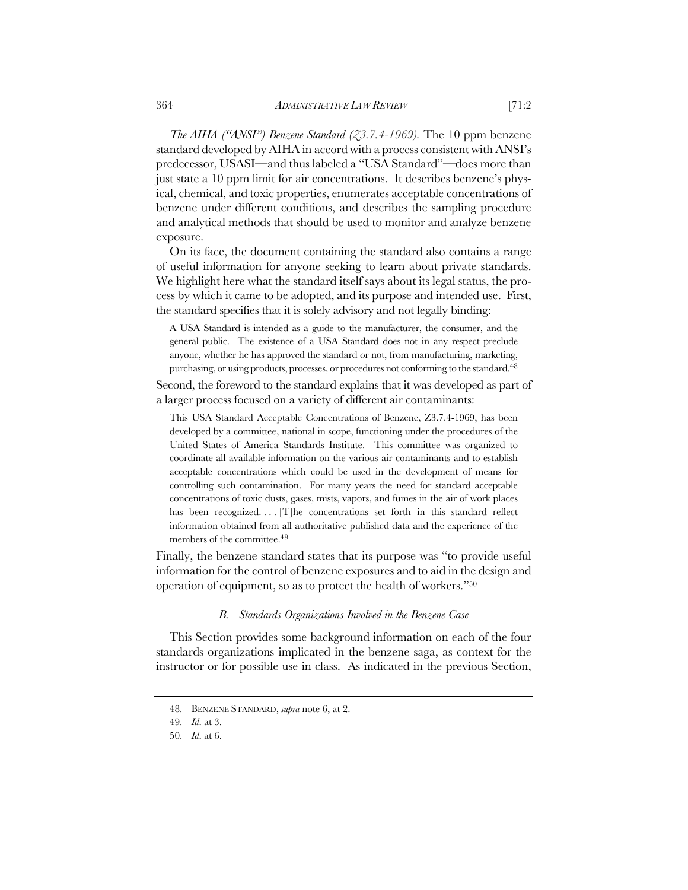*The AIHA ("ANSI") Benzene Standard (Z3.7.4-1969).* The 10 ppm benzene standard developed by AIHA in accord with a process consistent with ANSI's predecessor, USASI—and thus labeled a "USA Standard"—does more than just state a 10 ppm limit for air concentrations. It describes benzene's physical, chemical, and toxic properties, enumerates acceptable concentrations of benzene under different conditions, and describes the sampling procedure and analytical methods that should be used to monitor and analyze benzene exposure.

On its face, the document containing the standard also contains a range of useful information for anyone seeking to learn about private standards. We highlight here what the standard itself says about its legal status, the process by which it came to be adopted, and its purpose and intended use. First, the standard specifies that it is solely advisory and not legally binding:

> A USA Standard is intended as a guide to the manufacturer, the consumer, and the general public. The existence of a USA Standard does not in any respect preclude anyone, whether he has approved the standard or not, from manufacturing, marketing, purchasing, or using products, processes, or procedures not conforming to the standard.[48]

Second, the foreword to the standard explains that it was developed as part of a larger process focused on a variety of different air contaminants:

> This USA Standard Acceptable Concentrations of Benzene, Z3.7.4-1969, has been developed by a committee, national in scope, functioning under the procedures of the United States of America Standards Institute. This committee was organized to coordinate all available information on the various air contaminants and to establish acceptable concentrations which could be used in the development of means for controlling such contamination. For many years the need for standard acceptable concentrations of toxic dusts, gases, mists, vapors, and fumes in the air of work places has been recognized. . . . [T]he concentrations set forth in this standard reflect information obtained from all authoritative published data and the experience of the members of the committee.[49]

Finally, the benzene standard states that its purpose was "to provide useful information for the control of benzene exposures and to aid in the design and operation of equipment, so as to protect the health of workers."[50]

### *B. Standards Organizations Involved in the Benzene Case*

This Section provides some background information on each of the four standards organizations implicated in the benzene saga, as context for the instructor or for possible use in class. As indicated in the previous Section,

---

48. BENZENE STANDARD, *supra* note 6, at 2.

49. *Id.* at 3.

50. *Id.* at 6.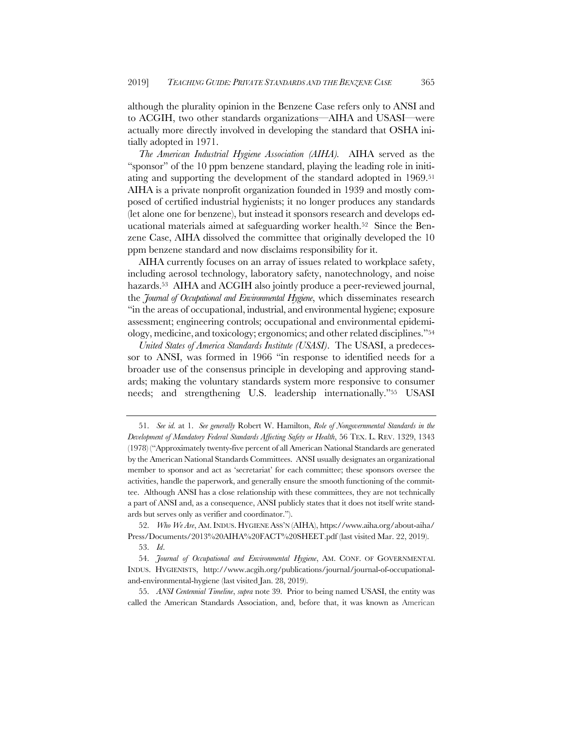although the plurality opinion in the Benzene Case refers only to ANSI and to ACGIH, two other standards organizations—AIHA and USASI—were actually more directly involved in developing the standard that OSHA initially adopted in 1971.

*The American Industrial Hygiene Association (AIHA).* AIHA served as the "sponsor" of the 10 ppm benzene standard, playing the leading role in initiating and supporting the development of the standard adopted in 1969.[51] AIHA is a private nonprofit organization founded in 1939 and mostly composed of certified industrial hygienists; it no longer produces any standards (let alone one for benzene), but instead it sponsors research and develops educational materials aimed at safeguarding worker health.[52] Since the Benzene Case, AIHA dissolved the committee that originally developed the 10 ppm benzene standard and now disclaims responsibility for it.

AIHA currently focuses on an array of issues related to workplace safety, including aerosol technology, laboratory safety, nanotechnology, and noise hazards.[53] AIHA and ACGIH also jointly produce a peer-reviewed journal, the *Journal of Occupational and Environmental Hygiene*, which disseminates research "in the areas of occupational, industrial, and environmental hygiene; exposure assessment; engineering controls; occupational and environmental epidemiology, medicine, and toxicology; ergonomics; and other related disciplines."[54]

*United States of America Standards Institute (USASI).* The USASI, a predecessor to ANSI, was formed in 1966 "in response to identified needs for a broader use of the consensus principle in developing and approving standards; making the voluntary standards system more responsive to consumer needs; and strengthening U.S. leadership internationally."[55] USASI

---

51. *See id.* at 1. *See generally* Robert W. Hamilton, *Role of Nongovernmental Standards in the Development of Mandatory Federal Standards Affecting Safety or Health*, 56 TEX. L. REV. 1329, 1343 (1978) ("Approximately twenty-five percent of all American National Standards are generated by the American National Standards Committees. ANSI usually designates an organizational member to sponsor and act as 'secretariat' for each committee; these sponsors oversee the activities, handle the paperwork, and generally ensure the smooth functioning of the committee. Although ANSI has a close relationship with these committees, they are not technically a part of ANSI and, as a consequence, ANSI publicly states that it does not itself write standards but serves only as verifier and coordinator.").

52. *Who We Are*, AM. INDUS. HYGIENE ASS'N (AIHA), https://www.aiha.org/about-aiha/Press/Documents/2013%20AIHA%20FACT%20SHEET.pdf (last visited Mar. 22, 2019).

53. *Id*.

54. *Journal of Occupational and Environmental Hygiene*, AM. CONF. OF GOVERNMENTAL INDUS. HYGIENISTS, http://www.acgih.org/publications/journal/journal-of-occupational-and-environmental-hygiene (last visited Jan. 28, 2019).

55. *ANSI Centennial Timeline*, *supra* note 39. Prior to being named USASI, the entity was called the American Standards Association, and, before that, it was known as American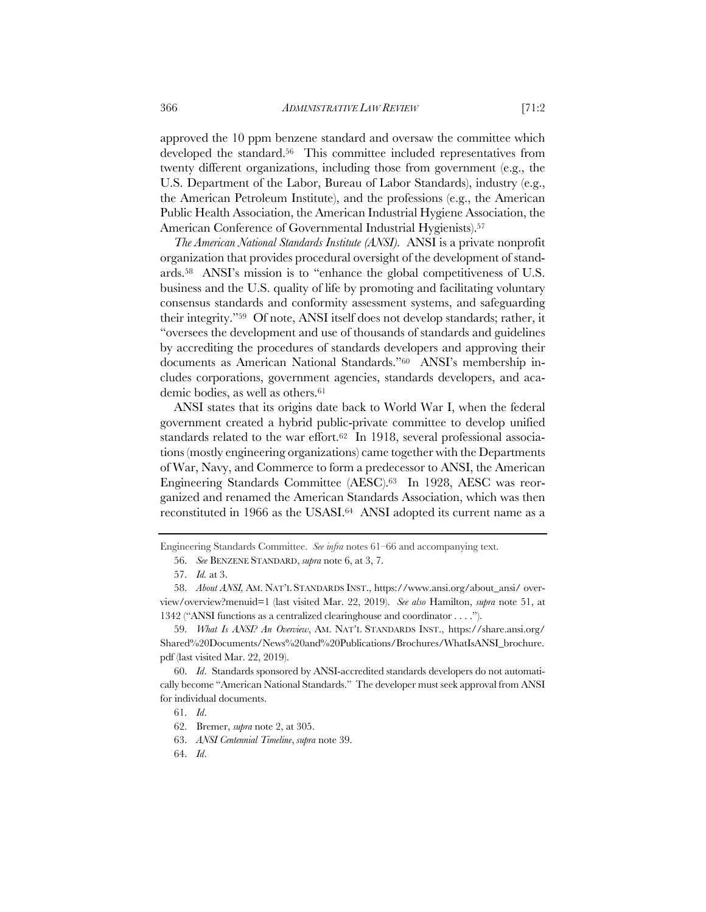approved the 10 ppm benzene standard and oversaw the committee which developed the standard.[56] This committee included representatives from twenty different organizations, including those from government (e.g., the U.S. Department of the Labor, Bureau of Labor Standards), industry (e.g., the American Petroleum Institute), and the professions (e.g., the American Public Health Association, the American Industrial Hygiene Association, the American Conference of Governmental Industrial Hygienists).[57]

*The American National Standards Institute (ANSI).* ANSI is a private nonprofit organization that provides procedural oversight of the development of standards.[58] ANSI's mission is to "enhance the global competitiveness of U.S. business and the U.S. quality of life by promoting and facilitating voluntary consensus standards and conformity assessment systems, and safeguarding their integrity."[59] Of note, ANSI itself does not develop standards; rather, it "oversees the development and use of thousands of standards and guidelines by accrediting the procedures of standards developers and approving their documents as American National Standards."[60] ANSI's membership includes corporations, government agencies, standards developers, and academic bodies, as well as others.[61]

ANSI states that its origins date back to World War I, when the federal government created a hybrid public-private committee to develop unified standards related to the war effort.[62] In 1918, several professional associations (mostly engineering organizations) came together with the Departments of War, Navy, and Commerce to form a predecessor to ANSI, the American Engineering Standards Committee (AESC).[63] In 1928, AESC was reorganized and renamed the American Standards Association, which was then reconstituted in 1966 as the USASI.[64] ANSI adopted its current name as a

---

Engineering Standards Committee. *See infra* notes 61–66 and accompanying text.

56. *See* BENZENE STANDARD, *supra* note 6, at 3, 7.

57. *Id.* at 3.

58. *About ANSI,* AM. NAT'L STANDARDS INST., https://www.ansi.org/about_ansi/ overview/overview?menuid=1 (last visited Mar. 22, 2019). *See also* Hamilton, *supra* note 51, at 1342 ("ANSI functions as a centralized clearinghouse and coordinator . . . .").

59. *What Is ANSI? An Overview*, AM. NAT'L STANDARDS INST., https://share.ansi.org/ Shared%20Documents/News%20and%20Publications/Brochures/WhatIsANSI_brochure.pdf (last visited Mar. 22, 2019).

60. *Id*. Standards sponsored by ANSI-accredited standards developers do not automatically become "American National Standards." The developer must seek approval from ANSI for individual documents.

61. *Id*.

62. Bremer, *supra* note 2, at 305.

63. *ANSI Centennial Timeline*, *supra* note 39.

64. *Id*.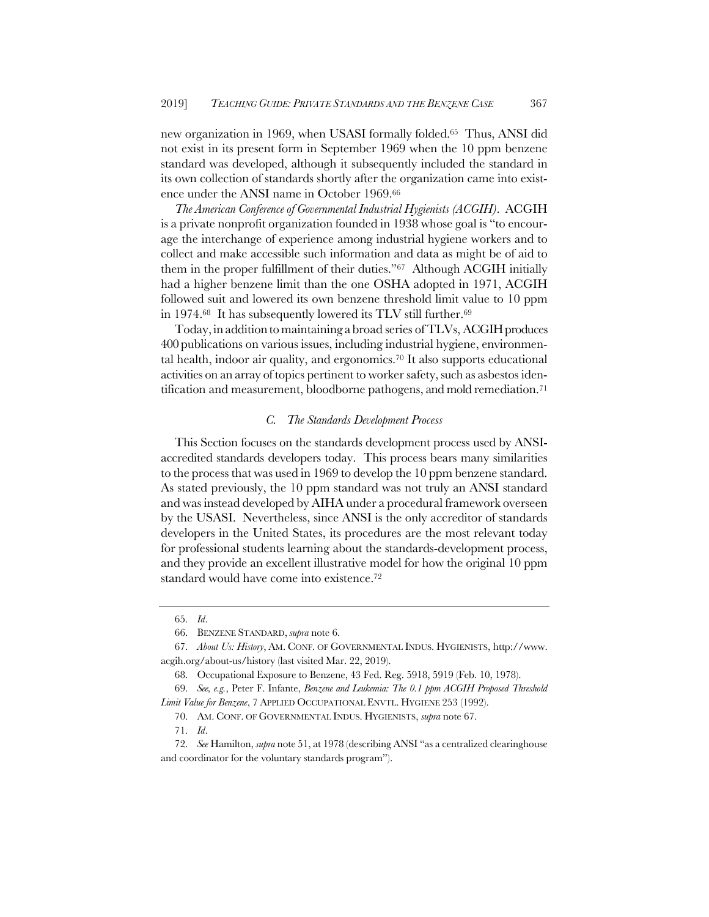new organization in 1969, when USASI formally folded.[65] Thus, ANSI did not exist in its present form in September 1969 when the 10 ppm benzene standard was developed, although it subsequently included the standard in its own collection of standards shortly after the organization came into existence under the ANSI name in October 1969.[66]

*The American Conference of Governmental Industrial Hygienists (ACGIH)*. ACGIH is a private nonprofit organization founded in 1938 whose goal is "to encourage the interchange of experience among industrial hygiene workers and to collect and make accessible such information and data as might be of aid to them in the proper fulfillment of their duties."[67] Although ACGIH initially had a higher benzene limit than the one OSHA adopted in 1971, ACGIH followed suit and lowered its own benzene threshold limit value to 10 ppm in 1974.[68] It has subsequently lowered its TLV still further.[69]

Today, in addition to maintaining a broad series of TLVs, ACGIH produces 400 publications on various issues, including industrial hygiene, environmental health, indoor air quality, and ergonomics.[70] It also supports educational activities on an array of topics pertinent to worker safety, such as asbestos identification and measurement, bloodborne pathogens, and mold remediation.[71]

### *C. The Standards Development Process*

This Section focuses on the standards development process used by ANSI-accredited standards developers today. This process bears many similarities to the process that was used in 1969 to develop the 10 ppm benzene standard. As stated previously, the 10 ppm standard was not truly an ANSI standard and was instead developed by AIHA under a procedural framework overseen by the USASI. Nevertheless, since ANSI is the only accreditor of standards developers in the United States, its procedures are the most relevant today for professional students learning about the standards-development process, and they provide an excellent illustrative model for how the original 10 ppm standard would have come into existence.[72]

---

65. *Id*.

66. BENZENE STANDARD, *supra* note 6.

67. *About Us: History*, AM. CONF. OF GOVERNMENTAL INDUS. HYGIENISTS, http://www.acgih.org/about-us/history (last visited Mar. 22, 2019).

68. Occupational Exposure to Benzene, 43 Fed. Reg. 5918, 5919 (Feb. 10, 1978).

69. *See, e.g.*, Peter F. Infante, *Benzene and Leukemia: The 0.1 ppm ACGIH Proposed Threshold Limit Value for Benzene*, 7 APPLIED OCCUPATIONAL ENVTL. HYGIENE 253 (1992).

70. AM. CONF. OF GOVERNMENTAL INDUS. HYGIENISTS, *supra* note 67.

71. *Id*.

72. *See* Hamilton, *supra* note 51, at 1978 (describing ANSI "as a centralized clearinghouse and coordinator for the voluntary standards program").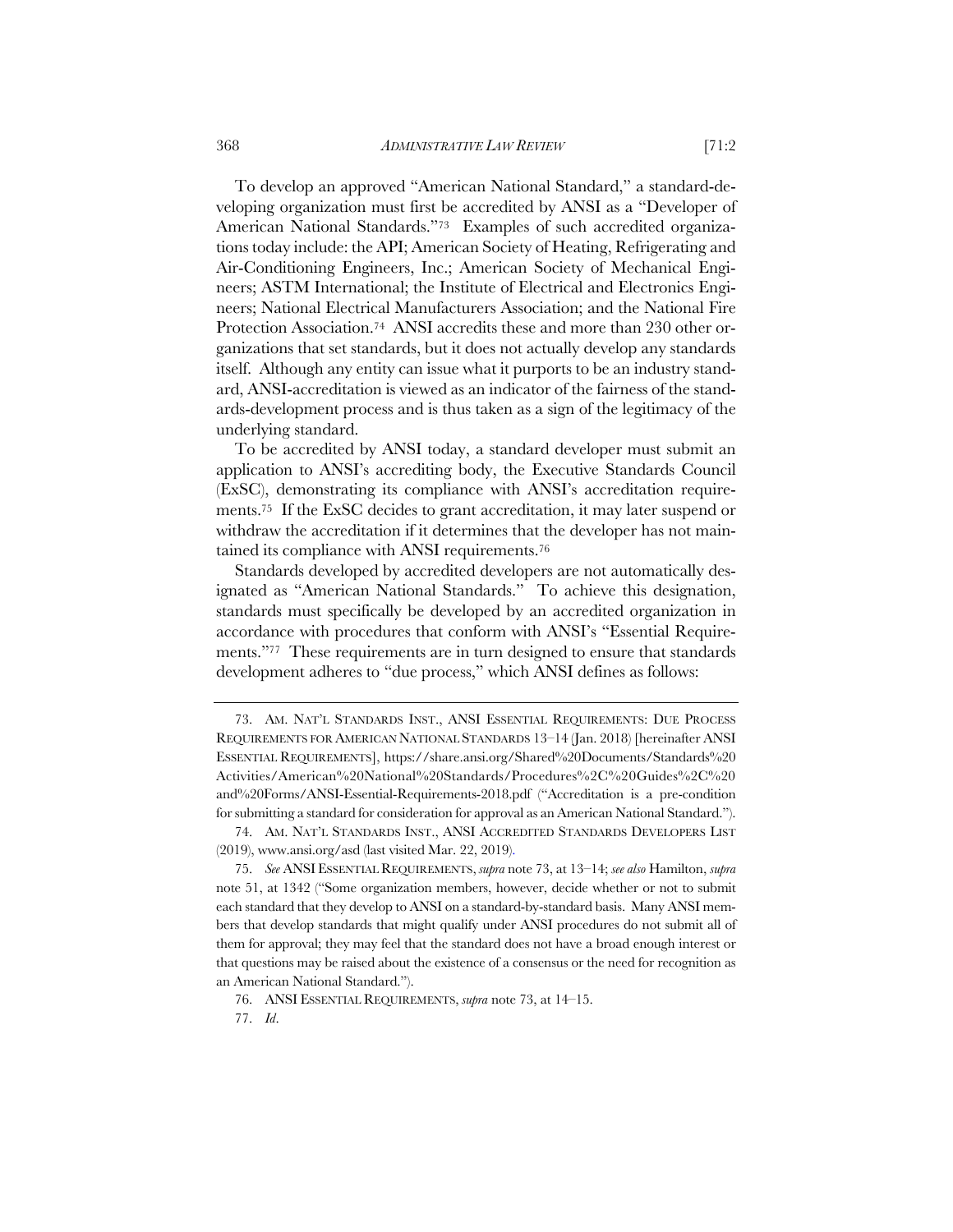To develop an approved "American National Standard," a standard-developing organization must first be accredited by ANSI as a "Developer of American National Standards."[73] Examples of such accredited organizations today include: the API; American Society of Heating, Refrigerating and Air-Conditioning Engineers, Inc.; American Society of Mechanical Engineers; ASTM International; the Institute of Electrical and Electronics Engineers; National Electrical Manufacturers Association; and the National Fire Protection Association.[74] ANSI accredits these and more than 230 other organizations that set standards, but it does not actually develop any standards itself. Although any entity can issue what it purports to be an industry standard, ANSI-accreditation is viewed as an indicator of the fairness of the standards-development process and is thus taken as a sign of the legitimacy of the underlying standard.

To be accredited by ANSI today, a standard developer must submit an application to ANSI's accrediting body, the Executive Standards Council (ExSC), demonstrating its compliance with ANSI's accreditation requirements.[75] If the ExSC decides to grant accreditation, it may later suspend or withdraw the accreditation if it determines that the developer has not maintained its compliance with ANSI requirements.[76]

Standards developed by accredited developers are not automatically designated as "American National Standards." To achieve this designation, standards must specifically be developed by an accredited organization in accordance with procedures that conform with ANSI's "Essential Requirements."[77] These requirements are in turn designed to ensure that standards development adheres to "due process," which ANSI defines as follows:

---

73. AM. NAT'L STANDARDS INST., ANSI ESSENTIAL REQUIREMENTS: DUE PROCESS REQUIREMENTS FOR AMERICAN NATIONAL STANDARDS 13–14 (Jan. 2018) [hereinafter ANSI ESSENTIAL REQUIREMENTS], https://share.ansi.org/Shared%20Documents/Standards%20Activities/American%20National%20Standards/Procedures%2C%20Guides%2C%20and%20Forms/ANSI-Essential-Requirements-2018.pdf ("Accreditation is a pre-condition for submitting a standard for consideration for approval as an American National Standard.").

74. AM. NAT'L STANDARDS INST., ANSI ACCREDITED STANDARDS DEVELOPERS LIST (2019), www.ansi.org/asd (last visited Mar. 22, 2019).

75. *See* ANSI ESSENTIAL REQUIREMENTS, *supra* note 73, at 13–14; *see also* Hamilton, *supra* note 51, at 1342 ("Some organization members, however, decide whether or not to submit each standard that they develop to ANSI on a standard-by-standard basis. Many ANSI members that develop standards that might qualify under ANSI procedures do not submit all of them for approval; they may feel that the standard does not have a broad enough interest or that questions may be raised about the existence of a consensus or the need for recognition as an American National Standard.").

76. ANSI ESSENTIAL REQUIREMENTS, *supra* note 73, at 14–15.

77. *Id.*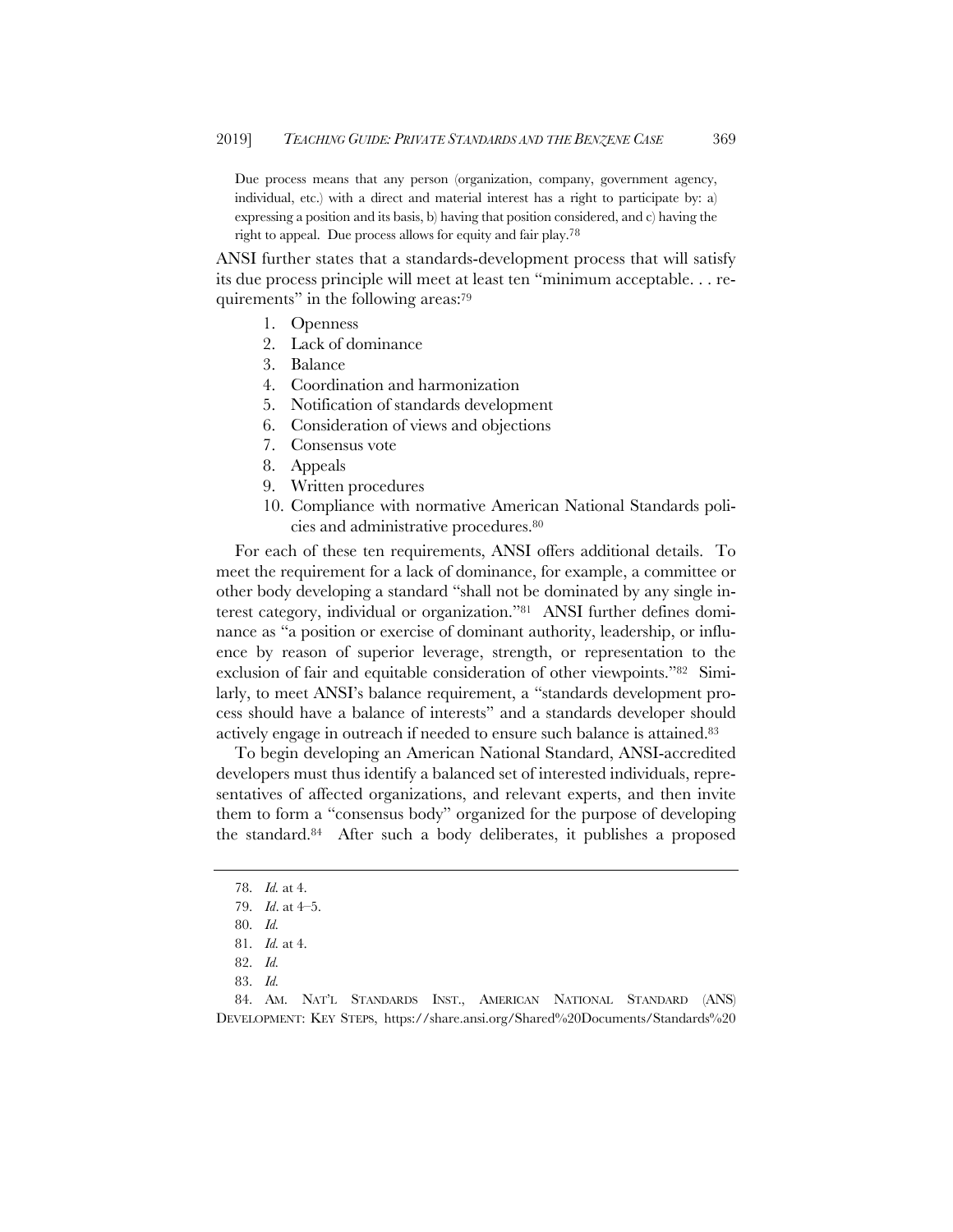> Due process means that any person (organization, company, government agency, individual, etc.) with a direct and material interest has a right to participate by: a) expressing a position and its basis, b) having that position considered, and c) having the right to appeal. Due process allows for equity and fair play.[78]

ANSI further states that a standards-development process that will satisfy its due process principle will meet at least ten "minimum acceptable. . . requirements" in the following areas:[79]

1. Openness
2. Lack of dominance
3. Balance
4. Coordination and harmonization
5. Notification of standards development
6. Consideration of views and objections
7. Consensus vote
8. Appeals
9. Written procedures
10. Compliance with normative American National Standards policies and administrative procedures.[80]

For each of these ten requirements, ANSI offers additional details. To meet the requirement for a lack of dominance, for example, a committee or other body developing a standard "shall not be dominated by any single interest category, individual or organization."[81] ANSI further defines dominance as "a position or exercise of dominant authority, leadership, or influence by reason of superior leverage, strength, or representation to the exclusion of fair and equitable consideration of other viewpoints."[82] Similarly, to meet ANSI's balance requirement, a "standards development process should have a balance of interests" and a standards developer should actively engage in outreach if needed to ensure such balance is attained.[83]

To begin developing an American National Standard, ANSI-accredited developers must thus identify a balanced set of interested individuals, representatives of affected organizations, and relevant experts, and then invite them to form a "consensus body" organized for the purpose of developing the standard.[84] After such a body deliberates, it publishes a proposed

---

78. *Id.* at 4.

79. *Id*. at 4–5.

80. *Id.*

81. *Id.* at 4.

82. *Id.*

83. *Id.*

84. AM. NAT'L STANDARDS INST., AMERICAN NATIONAL STANDARD (ANS) DEVELOPMENT: KEY STEPS, https://share.ansi.org/Shared%20Documents/Standards%20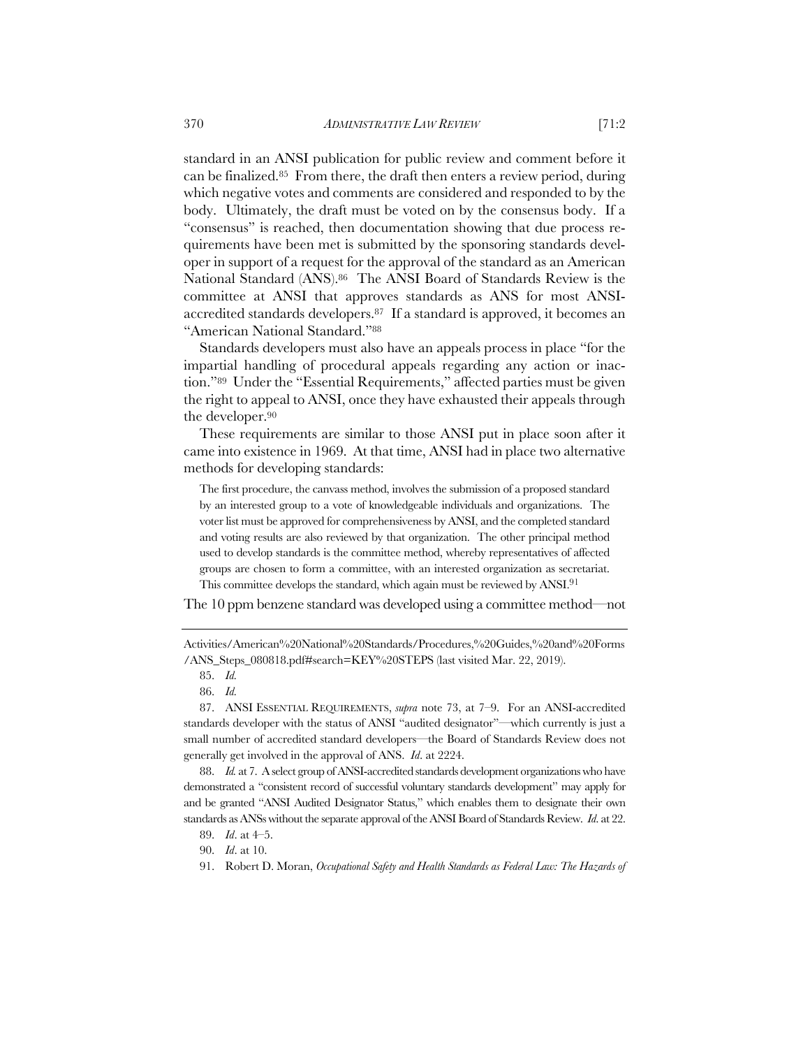standard in an ANSI publication for public review and comment before it can be finalized.[85] From there, the draft then enters a review period, during which negative votes and comments are considered and responded to by the body. Ultimately, the draft must be voted on by the consensus body. If a "consensus" is reached, then documentation showing that due process requirements have been met is submitted by the sponsoring standards developer in support of a request for the approval of the standard as an American National Standard (ANS).[86] The ANSI Board of Standards Review is the committee at ANSI that approves standards as ANS for most ANSI-accredited standards developers.[87] If a standard is approved, it becomes an "American National Standard."[88]

Standards developers must also have an appeals process in place "for the impartial handling of procedural appeals regarding any action or inaction."[89] Under the "Essential Requirements," affected parties must be given the right to appeal to ANSI, once they have exhausted their appeals through the developer.[90]

These requirements are similar to those ANSI put in place soon after it came into existence in 1969. At that time, ANSI had in place two alternative methods for developing standards:

> The first procedure, the canvass method, involves the submission of a proposed standard by an interested group to a vote of knowledgeable individuals and organizations. The voter list must be approved for comprehensiveness by ANSI, and the completed standard and voting results are also reviewed by that organization. The other principal method used to develop standards is the committee method, whereby representatives of affected groups are chosen to form a committee, with an interested organization as secretariat. This committee develops the standard, which again must be reviewed by ANSI.[91]

The 10 ppm benzene standard was developed using a committee method—not

---

Activities/American%20National%20Standards/Procedures,%20Guides,%20and%20Forms/ANS_Steps_080818.pdf#search=KEY%20STEPS (last visited Mar. 22, 2019).

85. *Id.*

86. *Id.*

87. ANSI ESSENTIAL REQUIREMENTS, *supra* note 73, at 7–9. For an ANSI-accredited standards developer with the status of ANSI "audited designator"—which currently is just a small number of accredited standard developers—the Board of Standards Review does not generally get involved in the approval of ANS. *Id*. at 2224.

88. *Id.* at 7. A select group of ANSI-accredited standards development organizations who have demonstrated a "consistent record of successful voluntary standards development" may apply for and be granted "ANSI Audited Designator Status," which enables them to designate their own standards as ANSs without the separate approval of the ANSI Board of Standards Review. *Id.* at 22.

89. *Id*. at 4–5.

90. *Id*. at 10.

91. Robert D. Moran, *Occupational Safety and Health Standards as Federal Law: The Hazards of*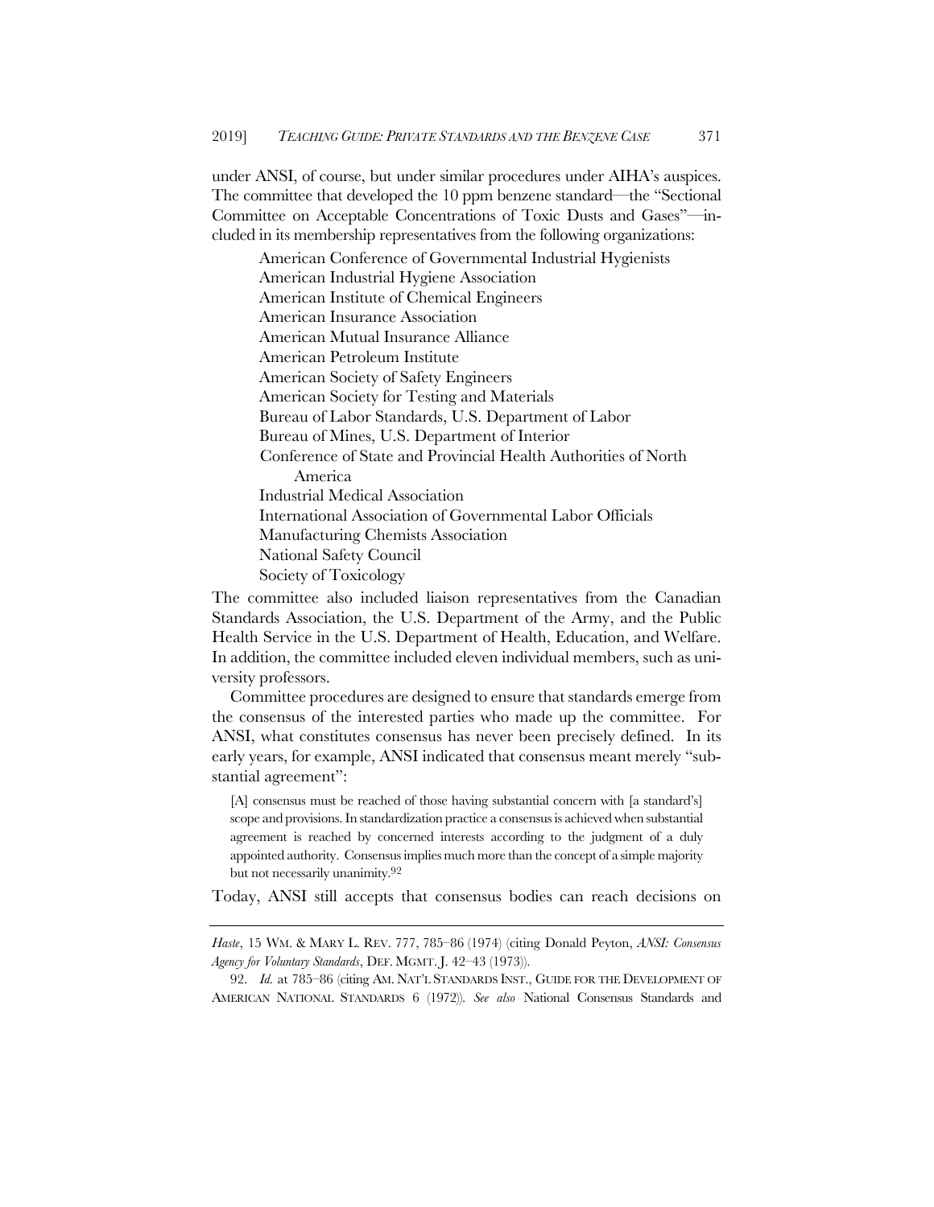under ANSI, of course, but under similar procedures under AIHA's auspices. The committee that developed the 10 ppm benzene standard—the "Sectional Committee on Acceptable Concentrations of Toxic Dusts and Gases"—included in its membership representatives from the following organizations:

> American Conference of Governmental Industrial Hygienists
> American Industrial Hygiene Association
> American Institute of Chemical Engineers
> American Insurance Association
> American Mutual Insurance Alliance
> American Petroleum Institute
> American Society of Safety Engineers
> American Society for Testing and Materials
> Bureau of Labor Standards, U.S. Department of Labor
> Bureau of Mines, U.S. Department of Interior
> Conference of State and Provincial Health Authorities of North America
> Industrial Medical Association
> International Association of Governmental Labor Officials
> Manufacturing Chemists Association
> National Safety Council
> Society of Toxicology

The committee also included liaison representatives from the Canadian Standards Association, the U.S. Department of the Army, and the Public Health Service in the U.S. Department of Health, Education, and Welfare. In addition, the committee included eleven individual members, such as university professors.

Committee procedures are designed to ensure that standards emerge from the consensus of the interested parties who made up the committee. For ANSI, what constitutes consensus has never been precisely defined. In its early years, for example, ANSI indicated that consensus meant merely "substantial agreement":

> [A] consensus must be reached of those having substantial concern with [a standard's] scope and provisions. In standardization practice a consensus is achieved when substantial agreement is reached by concerned interests according to the judgment of a duly appointed authority. Consensus implies much more than the concept of a simple majority but not necessarily unanimity.[92]

Today, ANSI still accepts that consensus bodies can reach decisions on

---

*Haste*, 15 WM. & MARY L. REV. 777, 785–86 (1974) (citing Donald Peyton, *ANSI: Consensus Agency for Voluntary Standards*, DEF. MGMT. J. 42–43 (1973)).

92. *Id.* at 785–86 (citing AM. NAT'L STANDARDS INST., GUIDE FOR THE DEVELOPMENT OF AMERICAN NATIONAL STANDARDS 6 (1972)). *See also* National Consensus Standards and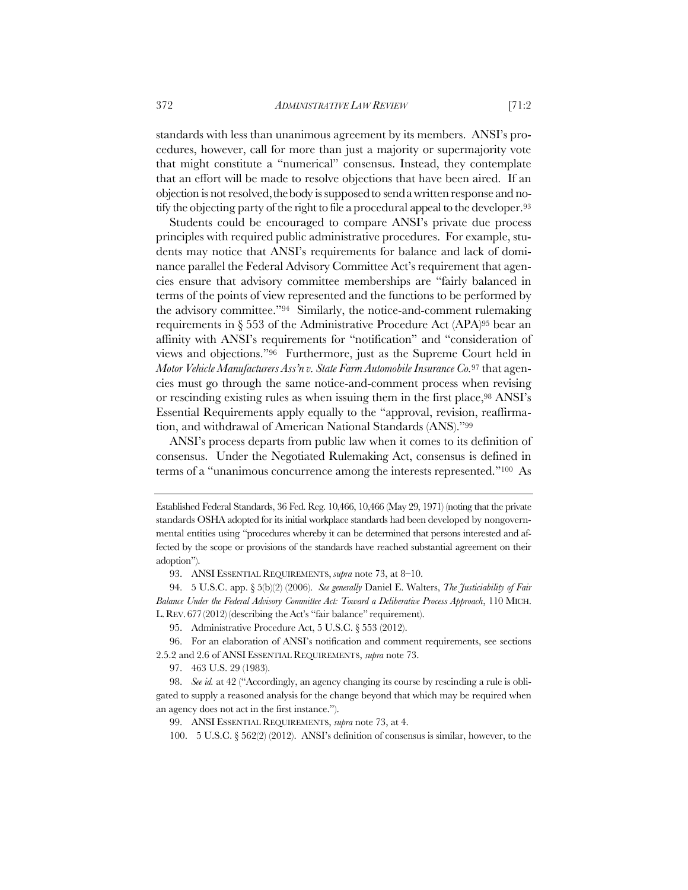standards with less than unanimous agreement by its members. ANSI's procedures, however, call for more than just a majority or supermajority vote that might constitute a "numerical" consensus. Instead, they contemplate that an effort will be made to resolve objections that have been aired. If an objection is not resolved, the body is supposed to send a written response and notify the objecting party of the right to file a procedural appeal to the developer.[93]

Students could be encouraged to compare ANSI's private due process principles with required public administrative procedures. For example, students may notice that ANSI's requirements for balance and lack of dominance parallel the Federal Advisory Committee Act's requirement that agencies ensure that advisory committee memberships are "fairly balanced in terms of the points of view represented and the functions to be performed by the advisory committee."[94] Similarly, the notice-and-comment rulemaking requirements in § 553 of the Administrative Procedure Act (APA)[95] bear an affinity with ANSI's requirements for "notification" and "consideration of views and objections."[96] Furthermore, just as the Supreme Court held in *Motor Vehicle Manufacturers Ass'n v. State Farm Automobile Insurance Co.*[97] that agencies must go through the same notice-and-comment process when revising or rescinding existing rules as when issuing them in the first place,[98] ANSI's Essential Requirements apply equally to the "approval, revision, reaffirmation, and withdrawal of American National Standards (ANS)."[99]

ANSI's process departs from public law when it comes to its definition of consensus. Under the Negotiated Rulemaking Act, consensus is defined in terms of a "unanimous concurrence among the interests represented."[100] As

---

Established Federal Standards, 36 Fed. Reg. 10,466, 10,466 (May 29, 1971) (noting that the private standards OSHA adopted for its initial workplace standards had been developed by nongovernmental entities using "procedures whereby it can be determined that persons interested and affected by the scope or provisions of the standards have reached substantial agreement on their adoption").

93. ANSI ESSENTIAL REQUIREMENTS, *supra* note 73, at 8–10.

94. 5 U.S.C. app. § 5(b)(2) (2006). *See generally* Daniel E. Walters, *The Justiciability of Fair Balance Under the Federal Advisory Committee Act: Toward a Deliberative Process Approach*, 110 MICH. L. REV. 677 (2012) (describing the Act's "fair balance" requirement).

95. Administrative Procedure Act, 5 U.S.C. § 553 (2012).

96. For an elaboration of ANSI's notification and comment requirements, see sections 2.5.2 and 2.6 of ANSI ESSENTIAL REQUIREMENTS, *supra* note 73.

97. 463 U.S. 29 (1983).

98. *See id.* at 42 ("Accordingly, an agency changing its course by rescinding a rule is obligated to supply a reasoned analysis for the change beyond that which may be required when an agency does not act in the first instance.").

99. ANSI ESSENTIAL REQUIREMENTS, *supra* note 73, at 4.

100. 5 U.S.C. § 562(2) (2012). ANSI's definition of consensus is similar, however, to the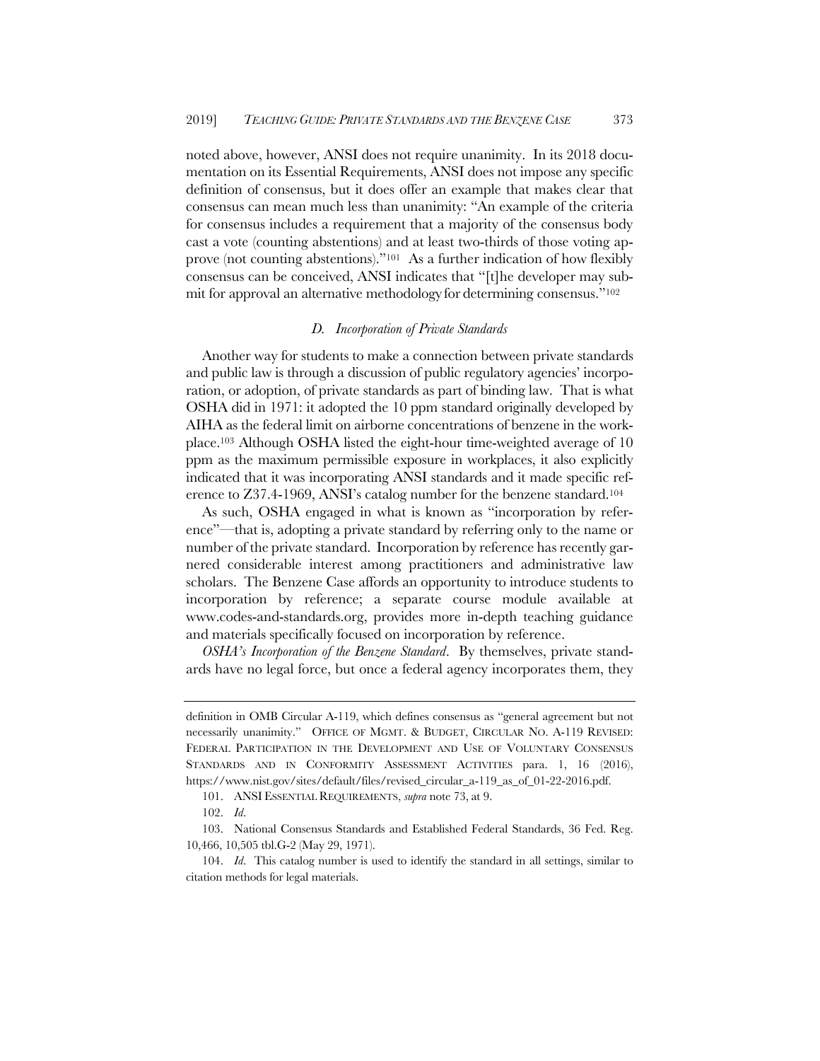noted above, however, ANSI does not require unanimity. In its 2018 documentation on its Essential Requirements, ANSI does not impose any specific definition of consensus, but it does offer an example that makes clear that consensus can mean much less than unanimity: "An example of the criteria for consensus includes a requirement that a majority of the consensus body cast a vote (counting abstentions) and at least two-thirds of those voting approve (not counting abstentions)."[101] As a further indication of how flexibly consensus can be conceived, ANSI indicates that "[t]he developer may submit for approval an alternative methodology for determining consensus."[102]

### *D. Incorporation of Private Standards*

Another way for students to make a connection between private standards and public law is through a discussion of public regulatory agencies' incorporation, or adoption, of private standards as part of binding law. That is what OSHA did in 1971: it adopted the 10 ppm standard originally developed by AIHA as the federal limit on airborne concentrations of benzene in the workplace.[103] Although OSHA listed the eight-hour time-weighted average of 10 ppm as the maximum permissible exposure in workplaces, it also explicitly indicated that it was incorporating ANSI standards and it made specific reference to Z37.4-1969, ANSI's catalog number for the benzene standard.[104]

As such, OSHA engaged in what is known as "incorporation by reference"—that is, adopting a private standard by referring only to the name or number of the private standard. Incorporation by reference has recently garnered considerable interest among practitioners and administrative law scholars. The Benzene Case affords an opportunity to introduce students to incorporation by reference; a separate course module available at www.codes-and-standards.org, provides more in-depth teaching guidance and materials specifically focused on incorporation by reference.

*OSHA's Incorporation of the Benzene Standard*. By themselves, private standards have no legal force, but once a federal agency incorporates them, they

---

definition in OMB Circular A-119, which defines consensus as "general agreement but not necessarily unanimity." OFFICE OF MGMT. & BUDGET, CIRCULAR NO. A-119 REVISED: FEDERAL PARTICIPATION IN THE DEVELOPMENT AND USE OF VOLUNTARY CONSENSUS STANDARDS AND IN CONFORMITY ASSESSMENT ACTIVITIES para. 1, 16 (2016), https://www.nist.gov/sites/default/files/revised_circular_a-119_as_of_01-22-2016.pdf.

101. ANSI ESSENTIAL REQUIREMENTS, *supra* note 73, at 9.

102. *Id*.

103. National Consensus Standards and Established Federal Standards, 36 Fed. Reg. 10,466, 10,505 tbl.G-2 (May 29, 1971).

104. *Id*. This catalog number is used to identify the standard in all settings, similar to citation methods for legal materials.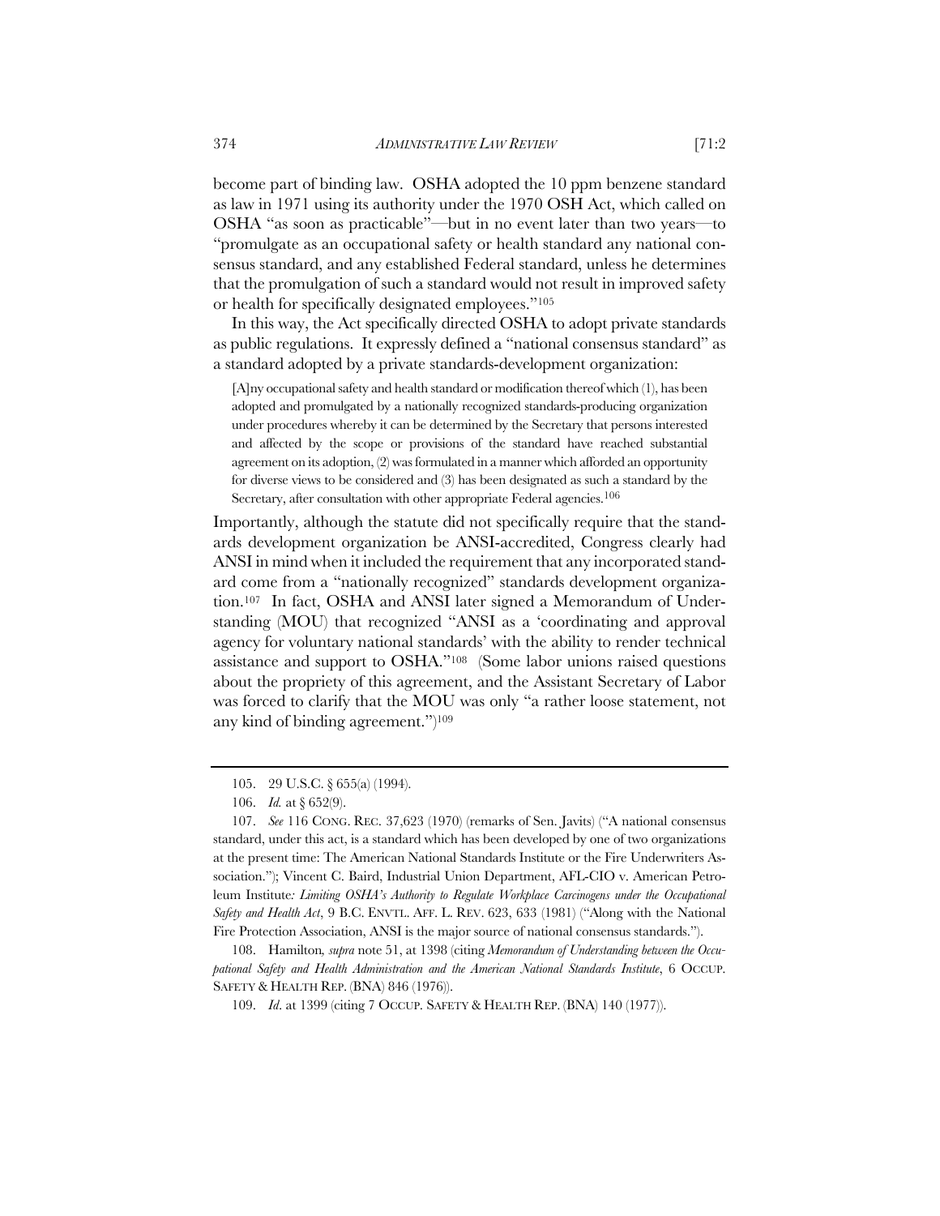become part of binding law. OSHA adopted the 10 ppm benzene standard as law in 1971 using its authority under the 1970 OSH Act, which called on OSHA "as soon as practicable"—but in no event later than two years—to "promulgate as an occupational safety or health standard any national consensus standard, and any established Federal standard, unless he determines that the promulgation of such a standard would not result in improved safety or health for specifically designated employees."[105]

In this way, the Act specifically directed OSHA to adopt private standards as public regulations. It expressly defined a "national consensus standard" as a standard adopted by a private standards-development organization:

> [A]ny occupational safety and health standard or modification thereof which (1), has been adopted and promulgated by a nationally recognized standards-producing organization under procedures whereby it can be determined by the Secretary that persons interested and affected by the scope or provisions of the standard have reached substantial agreement on its adoption, (2) was formulated in a manner which afforded an opportunity for diverse views to be considered and (3) has been designated as such a standard by the Secretary, after consultation with other appropriate Federal agencies.[106]

Importantly, although the statute did not specifically require that the standards development organization be ANSI-accredited, Congress clearly had ANSI in mind when it included the requirement that any incorporated standard come from a "nationally recognized" standards development organization.[107] In fact, OSHA and ANSI later signed a Memorandum of Understanding (MOU) that recognized "ANSI as a 'coordinating and approval agency for voluntary national standards' with the ability to render technical assistance and support to OSHA."[108] (Some labor unions raised questions about the propriety of this agreement, and the Assistant Secretary of Labor was forced to clarify that the MOU was only "a rather loose statement, not any kind of binding agreement.")[109]

---

105. 29 U.S.C. § 655(a) (1994).

106. *Id.* at § 652(9).

107. *See* 116 CONG. REC. 37,623 (1970) (remarks of Sen. Javits) ("A national consensus standard, under this act, is a standard which has been developed by one of two organizations at the present time: The American National Standards Institute or the Fire Underwriters Association."); Vincent C. Baird, Industrial Union Department, AFL-CIO v. American Petroleum Institute*: Limiting OSHA's Authority to Regulate Workplace Carcinogens under the Occupational Safety and Health Act*, 9 B.C. ENVTL. AFF. L. REV. 623, 633 (1981) ("Along with the National Fire Protection Association, ANSI is the major source of national consensus standards.").

108. Hamilton*, supra* note 51, at 1398 (citing *Memorandum of Understanding between the Occupational Safety and Health Administration and the American National Standards Institute*, 6 OCCUP. SAFETY & HEALTH REP. (BNA) 846 (1976)).

109. *Id*. at 1399 (citing 7 OCCUP. SAFETY & HEALTH REP. (BNA) 140 (1977)).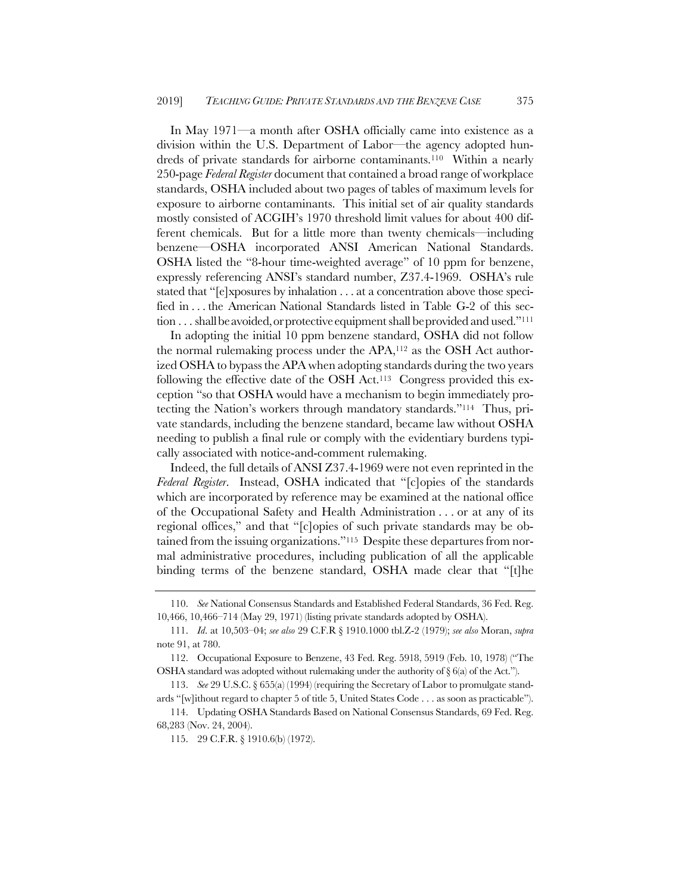In May 1971—a month after OSHA officially came into existence as a division within the U.S. Department of Labor—the agency adopted hundreds of private standards for airborne contaminants.[110] Within a nearly 250-page *Federal Register* document that contained a broad range of workplace standards, OSHA included about two pages of tables of maximum levels for exposure to airborne contaminants. This initial set of air quality standards mostly consisted of ACGIH's 1970 threshold limit values for about 400 different chemicals. But for a little more than twenty chemicals—including benzene—OSHA incorporated ANSI American National Standards. OSHA listed the "8-hour time-weighted average" of 10 ppm for benzene, expressly referencing ANSI's standard number, Z37.4-1969. OSHA's rule stated that "[e]xposures by inhalation . . . at a concentration above those specified in . . . the American National Standards listed in Table G-2 of this section . . . shall be avoided, or protective equipment shall be provided and used."[111]

In adopting the initial 10 ppm benzene standard, OSHA did not follow the normal rulemaking process under the APA,[112] as the OSH Act authorized OSHA to bypass the APA when adopting standards during the two years following the effective date of the OSH Act.[113] Congress provided this exception "so that OSHA would have a mechanism to begin immediately protecting the Nation's workers through mandatory standards."[114] Thus, private standards, including the benzene standard, became law without OSHA needing to publish a final rule or comply with the evidentiary burdens typically associated with notice-and-comment rulemaking.

Indeed, the full details of ANSI Z37.4-1969 were not even reprinted in the *Federal Register*. Instead, OSHA indicated that "[c]opies of the standards which are incorporated by reference may be examined at the national office of the Occupational Safety and Health Administration . . . or at any of its regional offices," and that "[c]opies of such private standards may be obtained from the issuing organizations."[115] Despite these departures from normal administrative procedures, including publication of all the applicable binding terms of the benzene standard, OSHA made clear that "[t]he

---

110. *See* National Consensus Standards and Established Federal Standards, 36 Fed. Reg. 10,466, 10,466–714 (May 29, 1971) (listing private standards adopted by OSHA).

111. *Id*. at 10,503–04; *see also* 29 C.F.R § 1910.1000 tbl.Z-2 (1979); *see also* Moran, *supra* note 91, at 780.

112. Occupational Exposure to Benzene, 43 Fed. Reg. 5918, 5919 (Feb. 10, 1978) ("The OSHA standard was adopted without rulemaking under the authority of § 6(a) of the Act.").

113. *See* 29 U.S.C. § 655(a) (1994) (requiring the Secretary of Labor to promulgate standards "[w]ithout regard to chapter 5 of title 5, United States Code . . . as soon as practicable").

114. Updating OSHA Standards Based on National Consensus Standards, 69 Fed. Reg. 68,283 (Nov. 24, 2004).

115. 29 C.F.R. § 1910.6(b) (1972).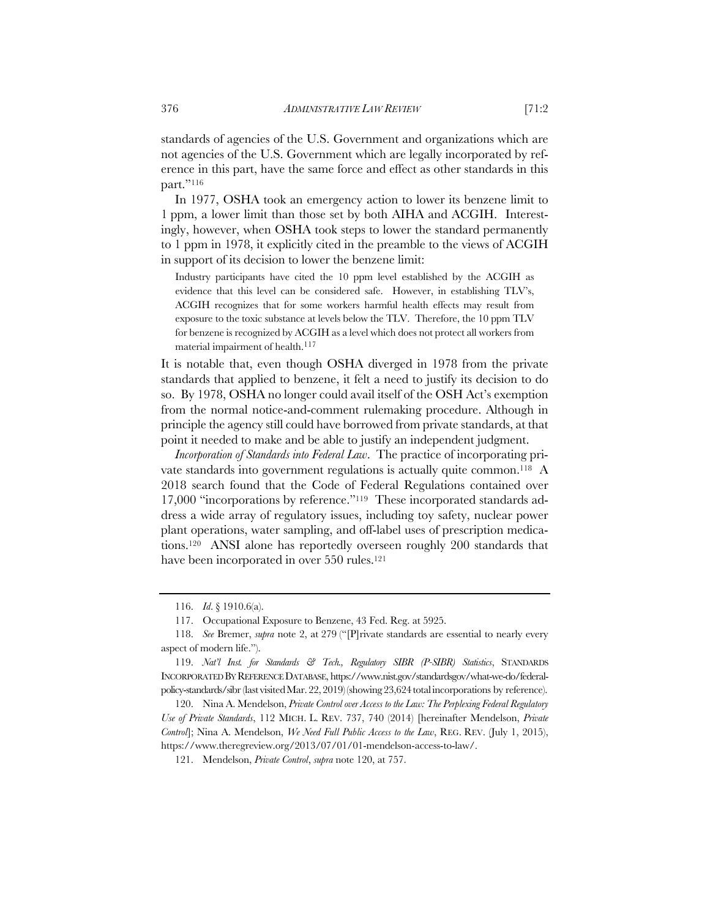standards of agencies of the U.S. Government and organizations which are not agencies of the U.S. Government which are legally incorporated by reference in this part, have the same force and effect as other standards in this part."[116]

In 1977, OSHA took an emergency action to lower its benzene limit to 1 ppm, a lower limit than those set by both AIHA and ACGIH. Interestingly, however, when OSHA took steps to lower the standard permanently to 1 ppm in 1978, it explicitly cited in the preamble to the views of ACGIH in support of its decision to lower the benzene limit:

> Industry participants have cited the 10 ppm level established by the ACGIH as evidence that this level can be considered safe. However, in establishing TLV's, ACGIH recognizes that for some workers harmful health effects may result from exposure to the toxic substance at levels below the TLV. Therefore, the 10 ppm TLV for benzene is recognized by ACGIH as a level which does not protect all workers from material impairment of health.[117]

It is notable that, even though OSHA diverged in 1978 from the private standards that applied to benzene, it felt a need to justify its decision to do so. By 1978, OSHA no longer could avail itself of the OSH Act's exemption from the normal notice-and-comment rulemaking procedure. Although in principle the agency still could have borrowed from private standards, at that point it needed to make and be able to justify an independent judgment.

*Incorporation of Standards into Federal Law*. The practice of incorporating private standards into government regulations is actually quite common.[118] A 2018 search found that the Code of Federal Regulations contained over 17,000 "incorporations by reference."[119] These incorporated standards address a wide array of regulatory issues, including toy safety, nuclear power plant operations, water sampling, and off-label uses of prescription medications.[120] ANSI alone has reportedly overseen roughly 200 standards that have been incorporated in over 550 rules.[121]

---

116. *Id*. § 1910.6(a).

117. Occupational Exposure to Benzene, 43 Fed. Reg. at 5925.

118. *See* Bremer, *supra* note 2, at 279 ("[P]rivate standards are essential to nearly every aspect of modern life.").

119. *Nat'l Inst. for Standards & Tech., Regulatory SIBR (P-SIBR) Statistics*, STANDARDS INCORPORATED BY REFERENCE DATABASE, https://www.nist.gov/standardsgov/what-we-do/federal-policy-standards/sibr (last visited Mar. 22, 2019) (showing 23,624 total incorporations by reference).

120. Nina A. Mendelson, *Private Control over Access to the Law: The Perplexing Federal Regulatory Use of Private Standards*, 112 MICH. L. REV. 737, 740 (2014) [hereinafter Mendelson, *Private Control*]; Nina A. Mendelson, *We Need Full Public Access to the Law*, REG. REV. (July 1, 2015), https://www.theregreview.org/2013/07/01/01-mendelson-access-to-law/.

121. Mendelson, *Private Control*, *supra* note 120, at 757.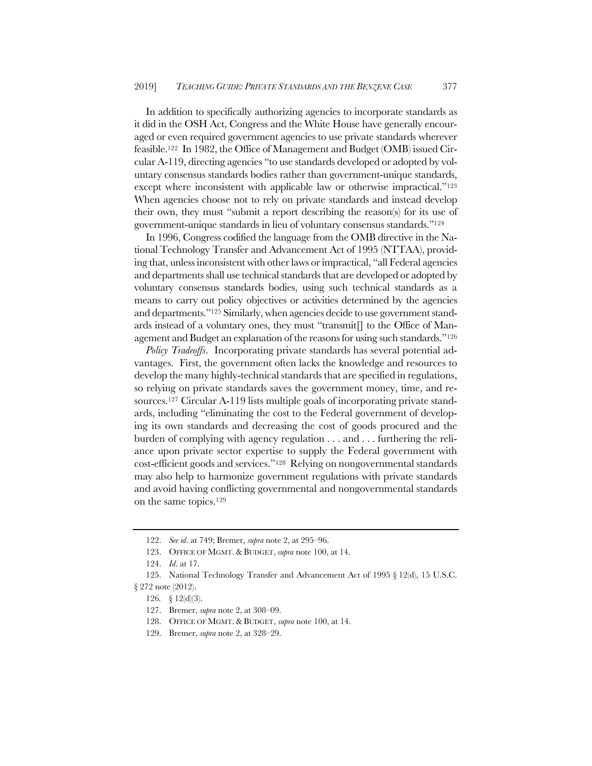In addition to specifically authorizing agencies to incorporate standards as it did in the OSH Act, Congress and the White House have generally encouraged or even required government agencies to use private standards wherever feasible.[122] In 1982, the Office of Management and Budget (OMB) issued Circular A-119, directing agencies "to use standards developed or adopted by voluntary consensus standards bodies rather than government-unique standards, except where inconsistent with applicable law or otherwise impractical."[123] When agencies choose not to rely on private standards and instead develop their own, they must "submit a report describing the reason(s) for its use of government-unique standards in lieu of voluntary consensus standards."[124]

In 1996, Congress codified the language from the OMB directive in the National Technology Transfer and Advancement Act of 1995 (NTTAA), providing that, unless inconsistent with other laws or impractical, "all Federal agencies and departments shall use technical standards that are developed or adopted by voluntary consensus standards bodies, using such technical standards as a means to carry out policy objectives or activities determined by the agencies and departments."[125] Similarly, when agencies decide to use government standards instead of a voluntary ones, they must "transmit[] to the Office of Management and Budget an explanation of the reasons for using such standards."[126]

*Policy Tradeoffs*. Incorporating private standards has several potential advantages. First, the government often lacks the knowledge and resources to develop the many highly-technical standards that are specified in regulations, so relying on private standards saves the government money, time, and resources.[127] Circular A-119 lists multiple goals of incorporating private standards, including "eliminating the cost to the Federal government of developing its own standards and decreasing the cost of goods procured and the burden of complying with agency regulation . . . and . . . furthering the reliance upon private sector expertise to supply the Federal government with cost-efficient goods and services."[128] Relying on nongovernmental standards may also help to harmonize government regulations with private standards and avoid having conflicting governmental and nongovernmental standards on the same topics.[129]

---

122. *See id*. at 749; Bremer, *supra* note 2, at 295–96.

123. OFFICE OF MGMT. & BUDGET, *supra* note 100, at 14.

124. *Id*. at 17.

125. National Technology Transfer and Advancement Act of 1995 § 12(d), 15 U.S.C. § 272 note (2012).

126. § 12(d)(3).

127. Bremer, *supra* note 2, at 308–09.

128. OFFICE OF MGMT. & BUDGET, *supra* note 100, at 14.

129. Bremer, *supra* note 2, at 328–29.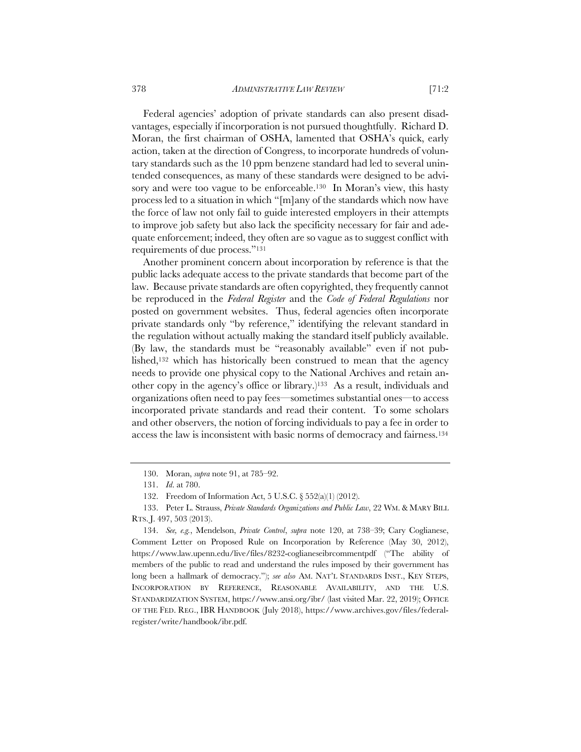Federal agencies' adoption of private standards can also present disadvantages, especially if incorporation is not pursued thoughtfully. Richard D. Moran, the first chairman of OSHA, lamented that OSHA's quick, early action, taken at the direction of Congress, to incorporate hundreds of voluntary standards such as the 10 ppm benzene standard had led to several unintended consequences, as many of these standards were designed to be advisory and were too vague to be enforceable.[130] In Moran's view, this hasty process led to a situation in which "[m]any of the standards which now have the force of law not only fail to guide interested employers in their attempts to improve job safety but also lack the specificity necessary for fair and adequate enforcement; indeed, they often are so vague as to suggest conflict with requirements of due process."[131]

Another prominent concern about incorporation by reference is that the public lacks adequate access to the private standards that become part of the law. Because private standards are often copyrighted, they frequently cannot be reproduced in the *Federal Register* and the *Code of Federal Regulations* nor posted on government websites. Thus, federal agencies often incorporate private standards only "by reference," identifying the relevant standard in the regulation without actually making the standard itself publicly available. (By law, the standards must be "reasonably available" even if not published,[132] which has historically been construed to mean that the agency needs to provide one physical copy to the National Archives and retain another copy in the agency's office or library.)[133] As a result, individuals and organizations often need to pay fees—sometimes substantial ones—to access incorporated private standards and read their content. To some scholars and other observers, the notion of forcing individuals to pay a fee in order to access the law is inconsistent with basic norms of democracy and fairness.[134]

---

130. Moran, *supra* note 91, at 785–92.

131. *Id*. at 780.

132. Freedom of Information Act, 5 U.S.C. § 552(a)(1) (2012).

133. Peter L. Strauss, *Private Standards Organizations and Public Law*, 22 WM. & MARY BILL RTS. J. 497, 503 (2013).

134. *See, e.g.*, Mendelson, *Private Control*, *supra* note 120, at 738–39; Cary Coglianese, Comment Letter on Proposed Rule on Incorporation by Reference (May 30, 2012), https://www.law.upenn.edu/live/files/8232-coglianeseibrcommentpdf ("The ability of members of the public to read and understand the rules imposed by their government has long been a hallmark of democracy."); *see also* AM. NAT'L STANDARDS INST., KEY STEPS, INCORPORATION BY REFERENCE, REASONABLE AVAILABILITY, AND THE U.S. STANDARDIZATION SYSTEM, https://www.ansi.org/ibr/ (last visited Mar. 22, 2019); OFFICE OF THE FED. REG., IBR HANDBOOK (July 2018), https://www.archives.gov/files/federal-register/write/handbook/ibr.pdf.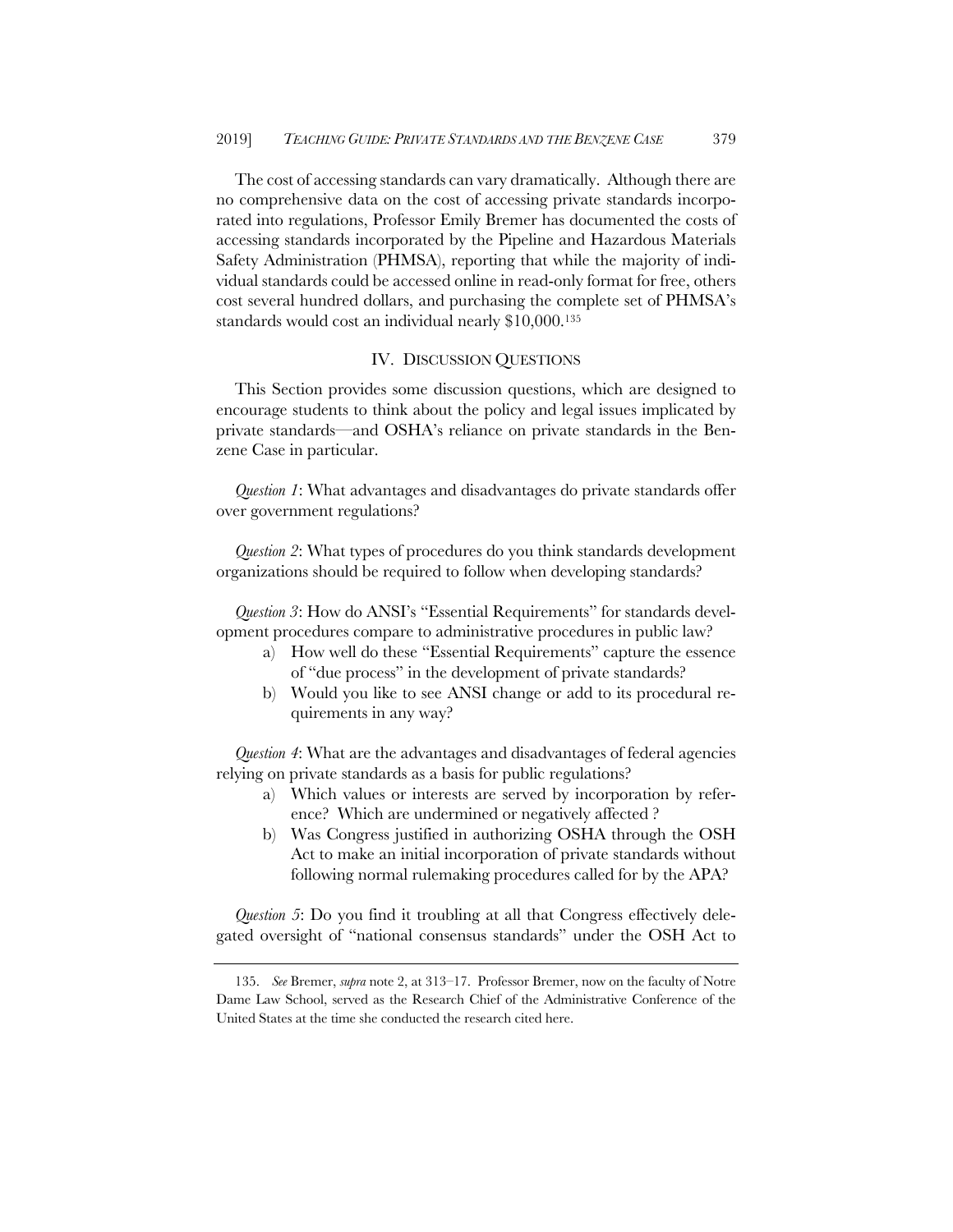The cost of accessing standards can vary dramatically. Although there are no comprehensive data on the cost of accessing private standards incorporated into regulations, Professor Emily Bremer has documented the costs of accessing standards incorporated by the Pipeline and Hazardous Materials Safety Administration (PHMSA), reporting that while the majority of individual standards could be accessed online in read-only format for free, others cost several hundred dollars, and purchasing the complete set of PHMSA's standards would cost an individual nearly $10,000.[135]

## IV. DISCUSSION QUESTIONS

This Section provides some discussion questions, which are designed to encourage students to think about the policy and legal issues implicated by private standards—and OSHA's reliance on private standards in the Benzene Case in particular.

*Question 1*: What advantages and disadvantages do private standards offer over government regulations?

*Question 2*: What types of procedures do you think standards development organizations should be required to follow when developing standards?

*Question 3*: How do ANSI's "Essential Requirements" for standards development procedures compare to administrative procedures in public law?

- a) How well do these "Essential Requirements" capture the essence of "due process" in the development of private standards?
- b) Would you like to see ANSI change or add to its procedural requirements in any way?

*Question 4*: What are the advantages and disadvantages of federal agencies relying on private standards as a basis for public regulations?

- a) Which values or interests are served by incorporation by reference? Which are undermined or negatively affected ?
- b) Was Congress justified in authorizing OSHA through the OSH Act to make an initial incorporation of private standards without following normal rulemaking procedures called for by the APA?

*Question 5*: Do you find it troubling at all that Congress effectively delegated oversight of "national consensus standards" under the OSH Act to

---

135. *See* Bremer, *supra* note 2, at 313–17. Professor Bremer, now on the faculty of Notre Dame Law School, served as the Research Chief of the Administrative Conference of the United States at the time she conducted the research cited here.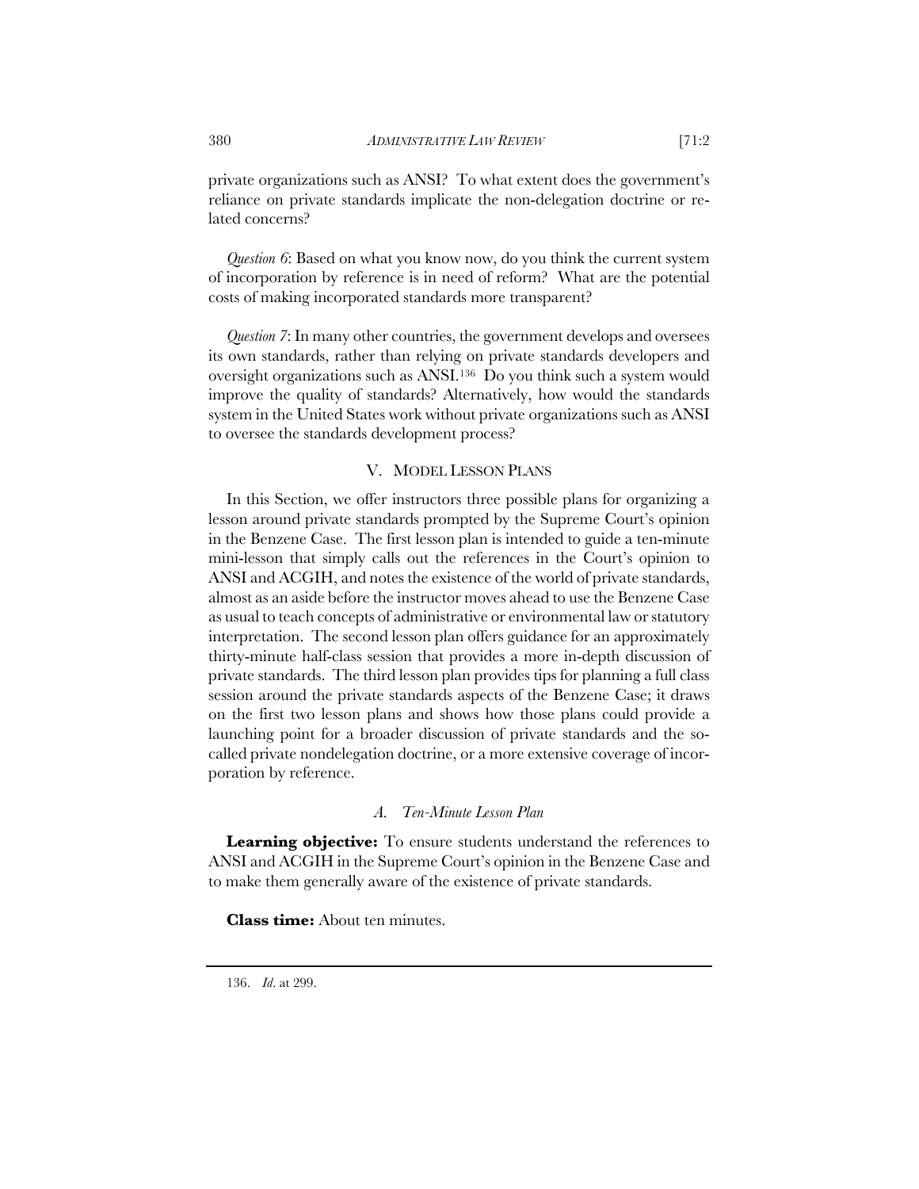private organizations such as ANSI? To what extent does the government's reliance on private standards implicate the non-delegation doctrine or related concerns?

*Question 6*: Based on what you know now, do you think the current system of incorporation by reference is in need of reform? What are the potential costs of making incorporated standards more transparent?

*Question 7*: In many other countries, the government develops and oversees its own standards, rather than relying on private standards developers and oversight organizations such as ANSI.[136] Do you think such a system would improve the quality of standards? Alternatively, how would the standards system in the United States work without private organizations such as ANSI to oversee the standards development process?

## V. MODEL LESSON PLANS

In this Section, we offer instructors three possible plans for organizing a lesson around private standards prompted by the Supreme Court's opinion in the Benzene Case. The first lesson plan is intended to guide a ten-minute mini-lesson that simply calls out the references in the Court's opinion to ANSI and ACGIH, and notes the existence of the world of private standards, almost as an aside before the instructor moves ahead to use the Benzene Case as usual to teach concepts of administrative or environmental law or statutory interpretation. The second lesson plan offers guidance for an approximately thirty-minute half-class session that provides a more in-depth discussion of private standards. The third lesson plan provides tips for planning a full class session around the private standards aspects of the Benzene Case; it draws on the first two lesson plans and shows how those plans could provide a launching point for a broader discussion of private standards and the so-called private nondelegation doctrine, or a more extensive coverage of incorporation by reference.

### *A. Ten-Minute Lesson Plan*

**Learning objective:** To ensure students understand the references to ANSI and ACGIH in the Supreme Court's opinion in the Benzene Case and to make them generally aware of the existence of private standards.

**Class time:** About ten minutes.

136. *Id.* at 299.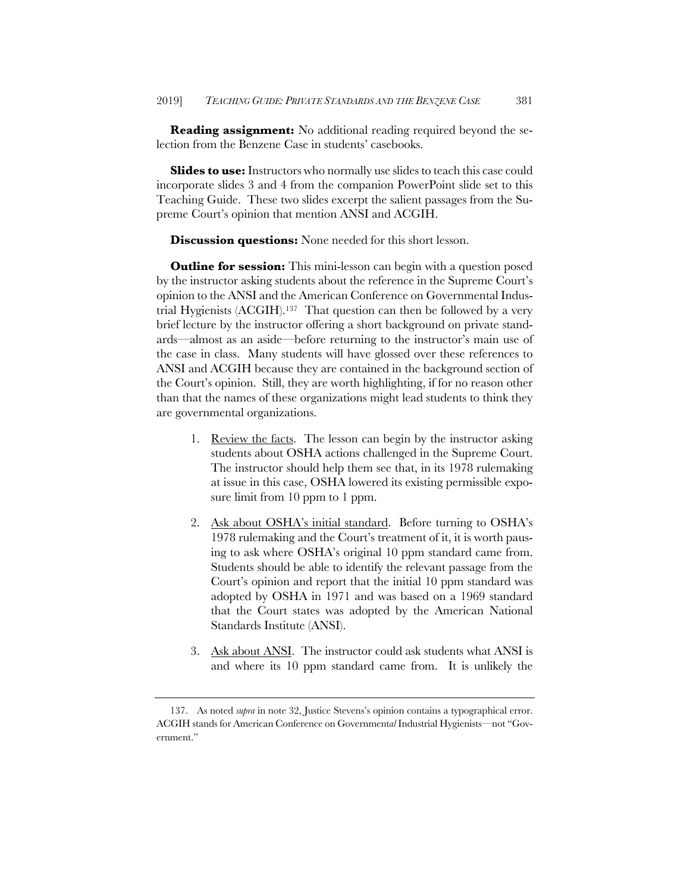**Reading assignment:** No additional reading required beyond the selection from the Benzene Case in students' casebooks.

**Slides to use:** Instructors who normally use slides to teach this case could incorporate slides 3 and 4 from the companion PowerPoint slide set to this Teaching Guide. These two slides excerpt the salient passages from the Supreme Court's opinion that mention ANSI and ACGIH.

**Discussion questions:** None needed for this short lesson.

**Outline for session:** This mini-lesson can begin with a question posed by the instructor asking students about the reference in the Supreme Court's opinion to the ANSI and the American Conference on Governmental Industrial Hygienists (ACGIH).[137] That question can then be followed by a very brief lecture by the instructor offering a short background on private standards—almost as an aside—before returning to the instructor's main use of the case in class. Many students will have glossed over these references to ANSI and ACGIH because they are contained in the background section of the Court's opinion. Still, they are worth highlighting, if for no reason other than that the names of these organizations might lead students to think they are governmental organizations.

1. Review the facts. The lesson can begin by the instructor asking students about OSHA actions challenged in the Supreme Court. The instructor should help them see that, in its 1978 rulemaking at issue in this case, OSHA lowered its existing permissible exposure limit from 10 ppm to 1 ppm.

2. Ask about OSHA's initial standard. Before turning to OSHA's 1978 rulemaking and the Court's treatment of it, it is worth pausing to ask where OSHA's original 10 ppm standard came from. Students should be able to identify the relevant passage from the Court's opinion and report that the initial 10 ppm standard was adopted by OSHA in 1971 and was based on a 1969 standard that the Court states was adopted by the American National Standards Institute (ANSI).

3. Ask about ANSI. The instructor could ask students what ANSI is and where its 10 ppm standard came from. It is unlikely the

137. As noted *supra* in note 32, Justice Stevens's opinion contains a typographical error. ACGIH stands for American Conference on Government*al* Industrial Hygienists—not "Government."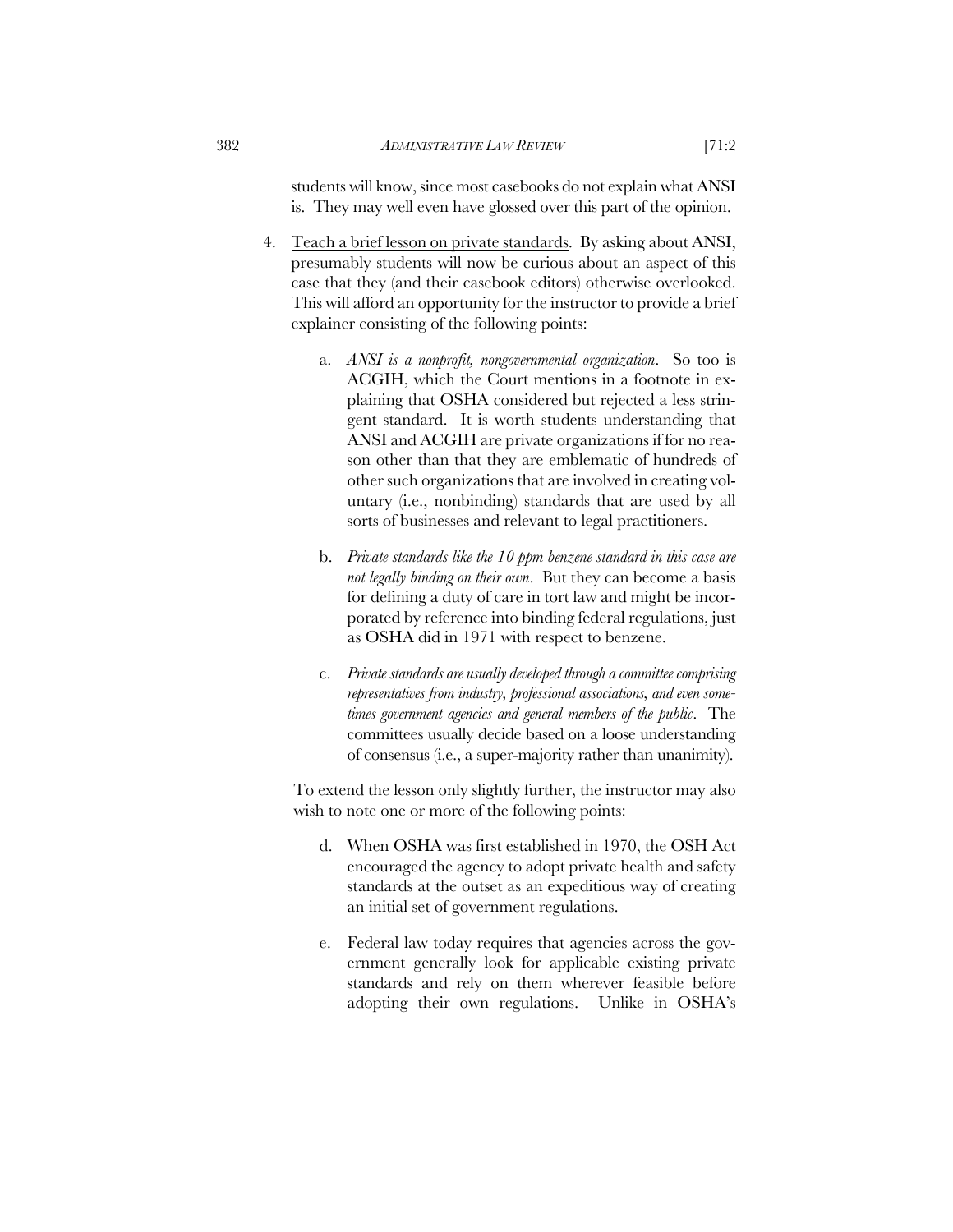students will know, since most casebooks do not explain what ANSI is. They may well even have glossed over this part of the opinion.

4. Teach a brief lesson on private standards. By asking about ANSI, presumably students will now be curious about an aspect of this case that they (and their casebook editors) otherwise overlooked. This will afford an opportunity for the instructor to provide a brief explainer consisting of the following points:

   a. *ANSI is a nonprofit, nongovernmental organization*. So too is ACGIH, which the Court mentions in a footnote in explaining that OSHA considered but rejected a less stringent standard. It is worth students understanding that ANSI and ACGIH are private organizations if for no reason other than that they are emblematic of hundreds of other such organizations that are involved in creating voluntary (i.e., nonbinding) standards that are used by all sorts of businesses and relevant to legal practitioners.

   b. *Private standards like the 10 ppm benzene standard in this case are not legally binding on their own*. But they can become a basis for defining a duty of care in tort law and might be incorporated by reference into binding federal regulations, just as OSHA did in 1971 with respect to benzene.

   c. *Private standards are usually developed through a committee comprising representatives from industry, professional associations, and even sometimes government agencies and general members of the public*. The committees usually decide based on a loose understanding of consensus (i.e., a super-majority rather than unanimity).

   To extend the lesson only slightly further, the instructor may also wish to note one or more of the following points:

   d. When OSHA was first established in 1970, the OSH Act encouraged the agency to adopt private health and safety standards at the outset as an expeditious way of creating an initial set of government regulations.

   e. Federal law today requires that agencies across the government generally look for applicable existing private standards and rely on them wherever feasible before adopting their own regulations. Unlike in OSHA's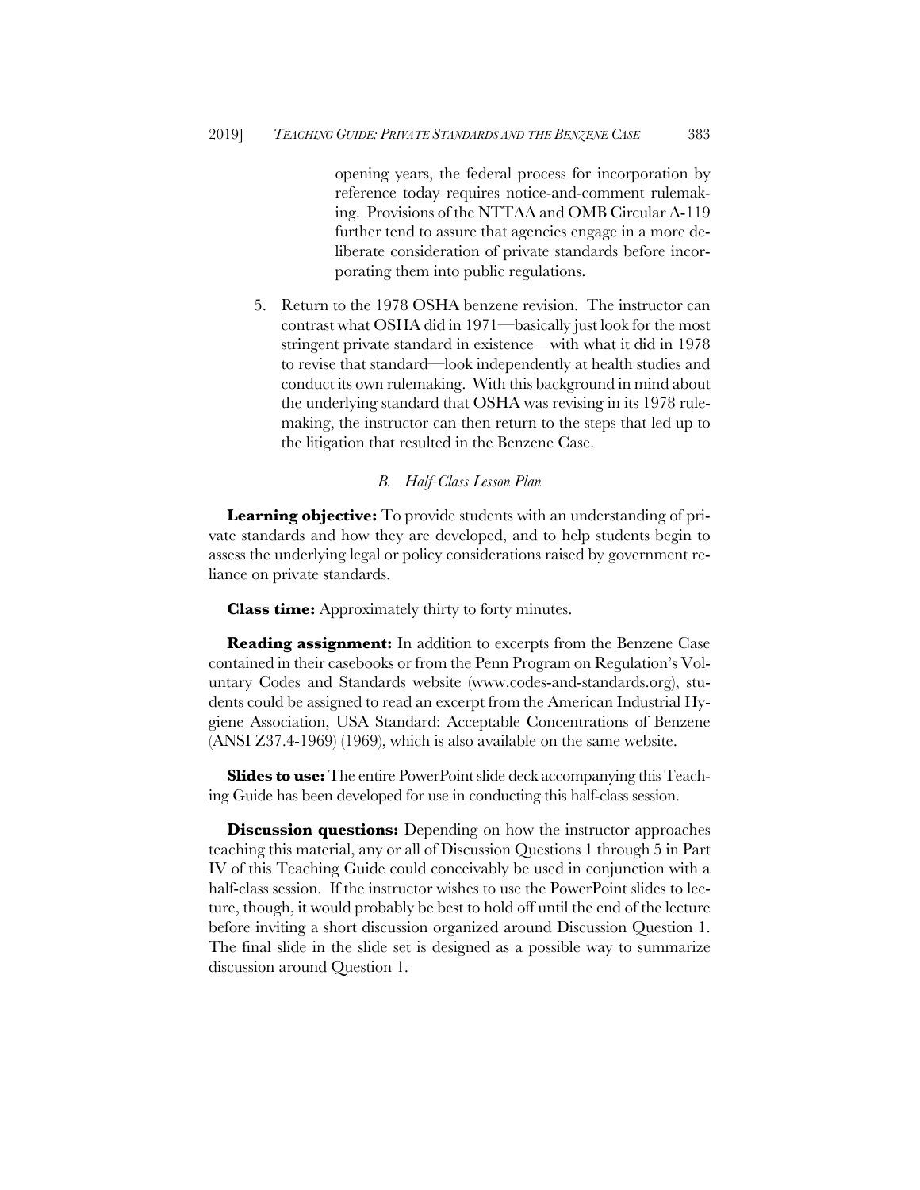opening years, the federal process for incorporation by reference today requires notice-and-comment rulemaking. Provisions of the NTTAA and OMB Circular A-119 further tend to assure that agencies engage in a more deliberate consideration of private standards before incorporating them into public regulations.

5. Return to the 1978 OSHA benzene revision. The instructor can contrast what OSHA did in 1971—basically just look for the most stringent private standard in existence—with what it did in 1978 to revise that standard—look independently at health studies and conduct its own rulemaking. With this background in mind about the underlying standard that OSHA was revising in its 1978 rulemaking, the instructor can then return to the steps that led up to the litigation that resulted in the Benzene Case.

### *B. Half-Class Lesson Plan*

**Learning objective:** To provide students with an understanding of private standards and how they are developed, and to help students begin to assess the underlying legal or policy considerations raised by government reliance on private standards.

**Class time:** Approximately thirty to forty minutes.

**Reading assignment:** In addition to excerpts from the Benzene Case contained in their casebooks or from the Penn Program on Regulation's Voluntary Codes and Standards website (www.codes-and-standards.org), students could be assigned to read an excerpt from the American Industrial Hygiene Association, USA Standard: Acceptable Concentrations of Benzene (ANSI Z37.4-1969) (1969), which is also available on the same website.

**Slides to use:** The entire PowerPoint slide deck accompanying this Teaching Guide has been developed for use in conducting this half-class session.

**Discussion questions:** Depending on how the instructor approaches teaching this material, any or all of Discussion Questions 1 through 5 in Part IV of this Teaching Guide could conceivably be used in conjunction with a half-class session. If the instructor wishes to use the PowerPoint slides to lecture, though, it would probably be best to hold off until the end of the lecture before inviting a short discussion organized around Discussion Question 1. The final slide in the slide set is designed as a possible way to summarize discussion around Question 1.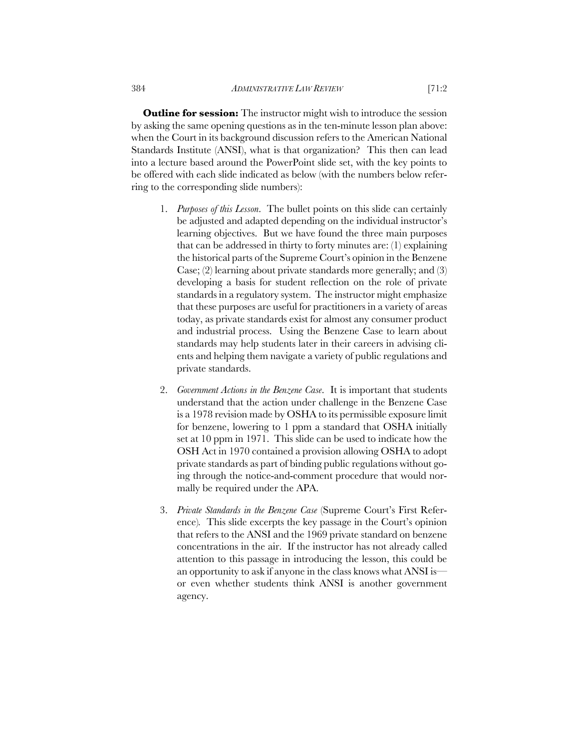**Outline for session:** The instructor might wish to introduce the session by asking the same opening questions as in the ten-minute lesson plan above: when the Court in its background discussion refers to the American National Standards Institute (ANSI), what is that organization? This then can lead into a lecture based around the PowerPoint slide set, with the key points to be offered with each slide indicated as below (with the numbers below referring to the corresponding slide numbers):

1. *Purposes of this Lesson*. The bullet points on this slide can certainly be adjusted and adapted depending on the individual instructor's learning objectives. But we have found the three main purposes that can be addressed in thirty to forty minutes are: (1) explaining the historical parts of the Supreme Court's opinion in the Benzene Case; (2) learning about private standards more generally; and (3) developing a basis for student reflection on the role of private standards in a regulatory system. The instructor might emphasize that these purposes are useful for practitioners in a variety of areas today, as private standards exist for almost any consumer product and industrial process. Using the Benzene Case to learn about standards may help students later in their careers in advising clients and helping them navigate a variety of public regulations and private standards.

2. *Government Actions in the Benzene Case*. It is important that students understand that the action under challenge in the Benzene Case is a 1978 revision made by OSHA to its permissible exposure limit for benzene, lowering to 1 ppm a standard that OSHA initially set at 10 ppm in 1971. This slide can be used to indicate how the OSH Act in 1970 contained a provision allowing OSHA to adopt private standards as part of binding public regulations without going through the notice-and-comment procedure that would normally be required under the APA.

3. *Private Standards in the Benzene Case* (Supreme Court's First Reference). This slide excerpts the key passage in the Court's opinion that refers to the ANSI and the 1969 private standard on benzene concentrations in the air. If the instructor has not already called attention to this passage in introducing the lesson, this could be an opportunity to ask if anyone in the class knows what ANSI is—or even whether students think ANSI is another government agency.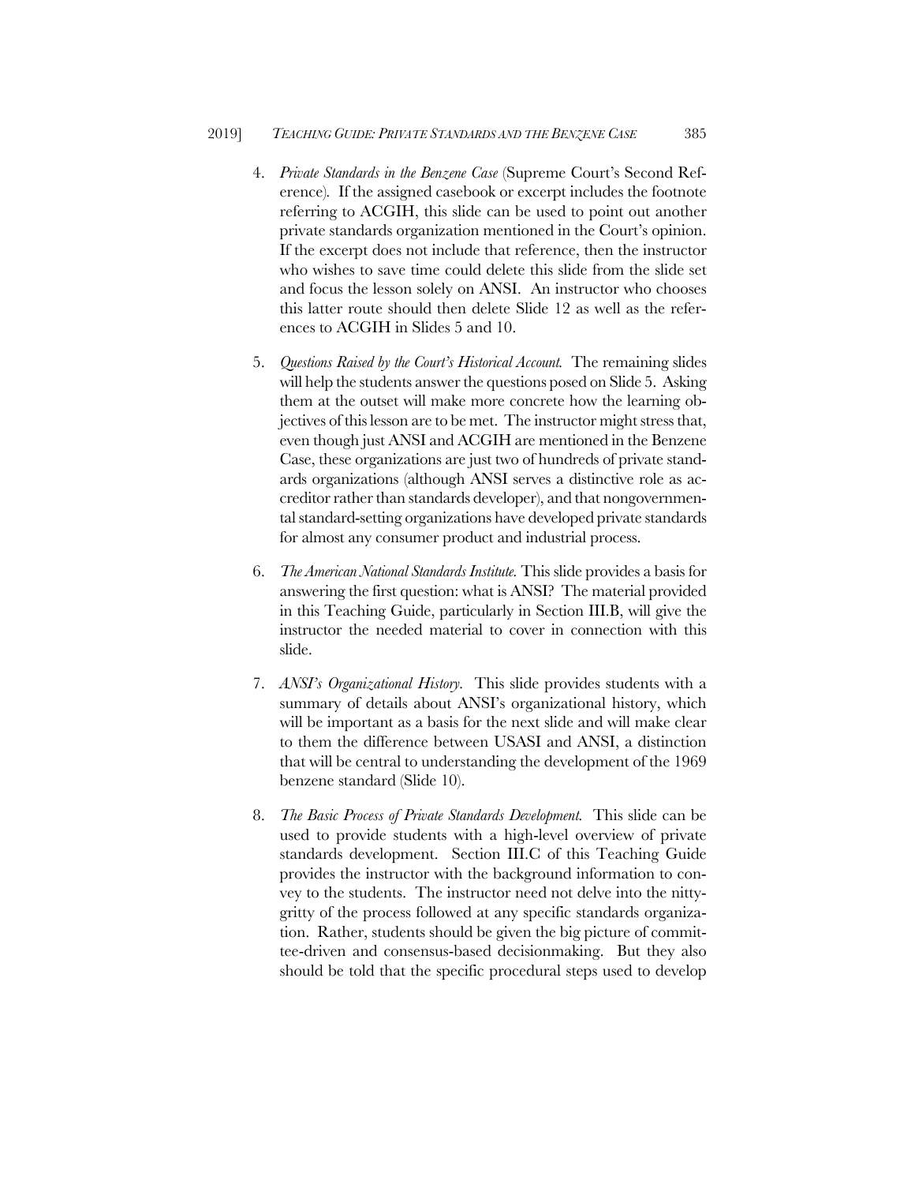4. *Private Standards in the Benzene Case* (Supreme Court's Second Reference). If the assigned casebook or excerpt includes the footnote referring to ACGIH, this slide can be used to point out another private standards organization mentioned in the Court's opinion. If the excerpt does not include that reference, then the instructor who wishes to save time could delete this slide from the slide set and focus the lesson solely on ANSI. An instructor who chooses this latter route should then delete Slide 12 as well as the references to ACGIH in Slides 5 and 10.

5. *Questions Raised by the Court's Historical Account.* The remaining slides will help the students answer the questions posed on Slide 5. Asking them at the outset will make more concrete how the learning objectives of this lesson are to be met. The instructor might stress that, even though just ANSI and ACGIH are mentioned in the Benzene Case, these organizations are just two of hundreds of private standards organizations (although ANSI serves a distinctive role as accreditor rather than standards developer), and that nongovernmental standard-setting organizations have developed private standards for almost any consumer product and industrial process.

6. *The American National Standards Institute.* This slide provides a basis for answering the first question: what is ANSI? The material provided in this Teaching Guide, particularly in Section III.B, will give the instructor the needed material to cover in connection with this slide.

7. *ANSI's Organizational History.* This slide provides students with a summary of details about ANSI's organizational history, which will be important as a basis for the next slide and will make clear to them the difference between USASI and ANSI, a distinction that will be central to understanding the development of the 1969 benzene standard (Slide 10).

8. *The Basic Process of Private Standards Development.* This slide can be used to provide students with a high-level overview of private standards development. Section III.C of this Teaching Guide provides the instructor with the background information to convey to the students. The instructor need not delve into the nitty-gritty of the process followed at any specific standards organization. Rather, students should be given the big picture of committee-driven and consensus-based decisionmaking. But they also should be told that the specific procedural steps used to develop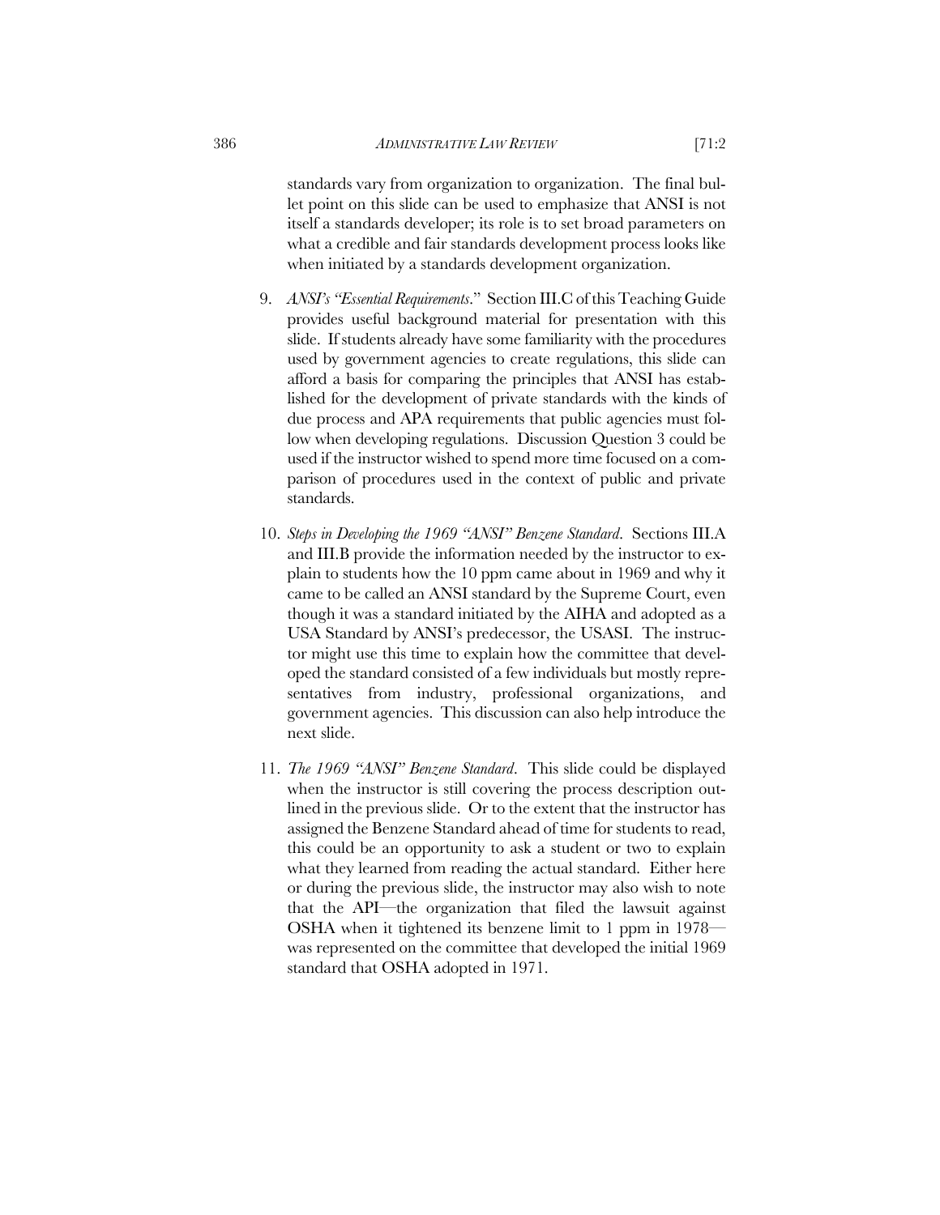standards vary from organization to organization. The final bullet point on this slide can be used to emphasize that ANSI is not itself a standards developer; its role is to set broad parameters on what a credible and fair standards development process looks like when initiated by a standards development organization.

9. *ANSI's "Essential Requirements*." Section III.C of this Teaching Guide provides useful background material for presentation with this slide. If students already have some familiarity with the procedures used by government agencies to create regulations, this slide can afford a basis for comparing the principles that ANSI has established for the development of private standards with the kinds of due process and APA requirements that public agencies must follow when developing regulations. Discussion Question 3 could be used if the instructor wished to spend more time focused on a comparison of procedures used in the context of public and private standards.

10. *Steps in Developing the 1969 "ANSI" Benzene Standard*. Sections III.A and III.B provide the information needed by the instructor to explain to students how the 10 ppm came about in 1969 and why it came to be called an ANSI standard by the Supreme Court, even though it was a standard initiated by the AIHA and adopted as a USA Standard by ANSI's predecessor, the USASI. The instructor might use this time to explain how the committee that developed the standard consisted of a few individuals but mostly representatives from industry, professional organizations, and government agencies. This discussion can also help introduce the next slide.

11. *The 1969 "ANSI" Benzene Standard*. This slide could be displayed when the instructor is still covering the process description outlined in the previous slide. Or to the extent that the instructor has assigned the Benzene Standard ahead of time for students to read, this could be an opportunity to ask a student or two to explain what they learned from reading the actual standard. Either here or during the previous slide, the instructor may also wish to note that the API—the organization that filed the lawsuit against OSHA when it tightened its benzene limit to 1 ppm in 1978—was represented on the committee that developed the initial 1969 standard that OSHA adopted in 1971.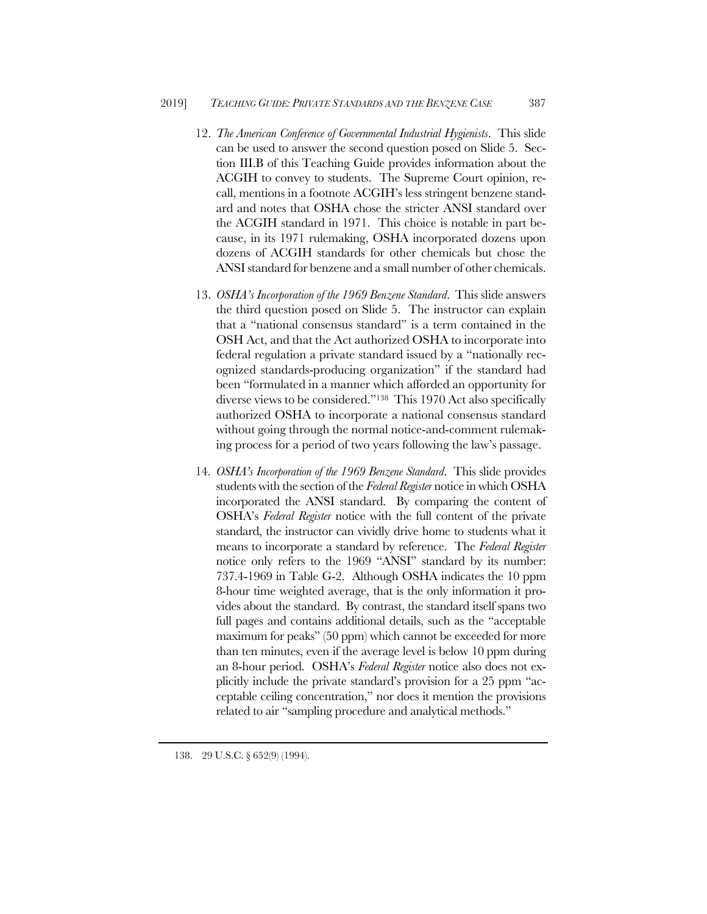12. *The American Conference of Governmental Industrial Hygienists*. This slide can be used to answer the second question posed on Slide 5. Section III.B of this Teaching Guide provides information about the ACGIH to convey to students. The Supreme Court opinion, recall, mentions in a footnote ACGIH's less stringent benzene standard and notes that OSHA chose the stricter ANSI standard over the ACGIH standard in 1971. This choice is notable in part because, in its 1971 rulemaking, OSHA incorporated dozens upon dozens of ACGIH standards for other chemicals but chose the ANSI standard for benzene and a small number of other chemicals.

13. *OSHA's Incorporation of the 1969 Benzene Standard*. This slide answers the third question posed on Slide 5. The instructor can explain that a "national consensus standard" is a term contained in the OSH Act, and that the Act authorized OSHA to incorporate into federal regulation a private standard issued by a "nationally recognized standards-producing organization" if the standard had been "formulated in a manner which afforded an opportunity for diverse views to be considered."[138] This 1970 Act also specifically authorized OSHA to incorporate a national consensus standard without going through the normal notice-and-comment rulemaking process for a period of two years following the law's passage.

14. *OSHA's Incorporation of the 1969 Benzene Standard*. This slide provides students with the section of the *Federal Register* notice in which OSHA incorporated the ANSI standard. By comparing the content of OSHA's *Federal Register* notice with the full content of the private standard, the instructor can vividly drive home to students what it means to incorporate a standard by reference. The *Federal Register* notice only refers to the 1969 "ANSI" standard by its number: 737.4-1969 in Table G-2. Although OSHA indicates the 10 ppm 8-hour time weighted average, that is the only information it provides about the standard. By contrast, the standard itself spans two full pages and contains additional details, such as the "acceptable maximum for peaks" (50 ppm) which cannot be exceeded for more than ten minutes, even if the average level is below 10 ppm during an 8-hour period. OSHA's *Federal Register* notice also does not explicitly include the private standard's provision for a 25 ppm "acceptable ceiling concentration," nor does it mention the provisions related to air "sampling procedure and analytical methods."

138. 29 U.S.C. § 652(9) (1994).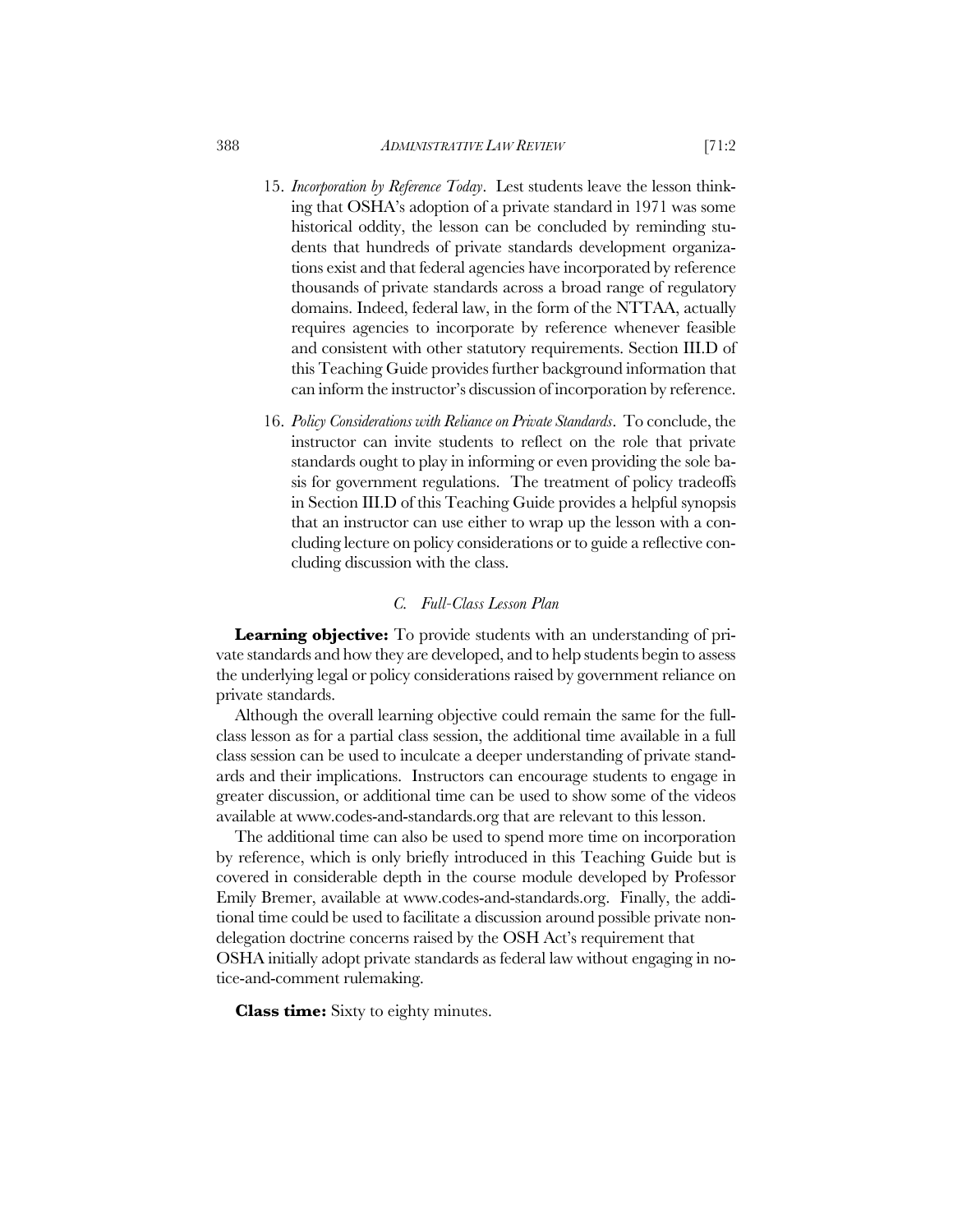15. *Incorporation by Reference Today*. Lest students leave the lesson thinking that OSHA's adoption of a private standard in 1971 was some historical oddity, the lesson can be concluded by reminding students that hundreds of private standards development organizations exist and that federal agencies have incorporated by reference thousands of private standards across a broad range of regulatory domains. Indeed, federal law, in the form of the NTTAA, actually requires agencies to incorporate by reference whenever feasible and consistent with other statutory requirements. Section III.D of this Teaching Guide provides further background information that can inform the instructor's discussion of incorporation by reference.

16. *Policy Considerations with Reliance on Private Standards*. To conclude, the instructor can invite students to reflect on the role that private standards ought to play in informing or even providing the sole basis for government regulations. The treatment of policy tradeoffs in Section III.D of this Teaching Guide provides a helpful synopsis that an instructor can use either to wrap up the lesson with a concluding lecture on policy considerations or to guide a reflective concluding discussion with the class.

### *C. Full-Class Lesson Plan*

**Learning objective:** To provide students with an understanding of private standards and how they are developed, and to help students begin to assess the underlying legal or policy considerations raised by government reliance on private standards.

Although the overall learning objective could remain the same for the full-class lesson as for a partial class session, the additional time available in a full class session can be used to inculcate a deeper understanding of private standards and their implications. Instructors can encourage students to engage in greater discussion, or additional time can be used to show some of the videos available at www.codes-and-standards.org that are relevant to this lesson.

The additional time can also be used to spend more time on incorporation by reference, which is only briefly introduced in this Teaching Guide but is covered in considerable depth in the course module developed by Professor Emily Bremer, available at www.codes-and-standards.org. Finally, the additional time could be used to facilitate a discussion around possible private nondelegation doctrine concerns raised by the OSH Act's requirement that OSHA initially adopt private standards as federal law without engaging in notice-and-comment rulemaking.

**Class time:** Sixty to eighty minutes.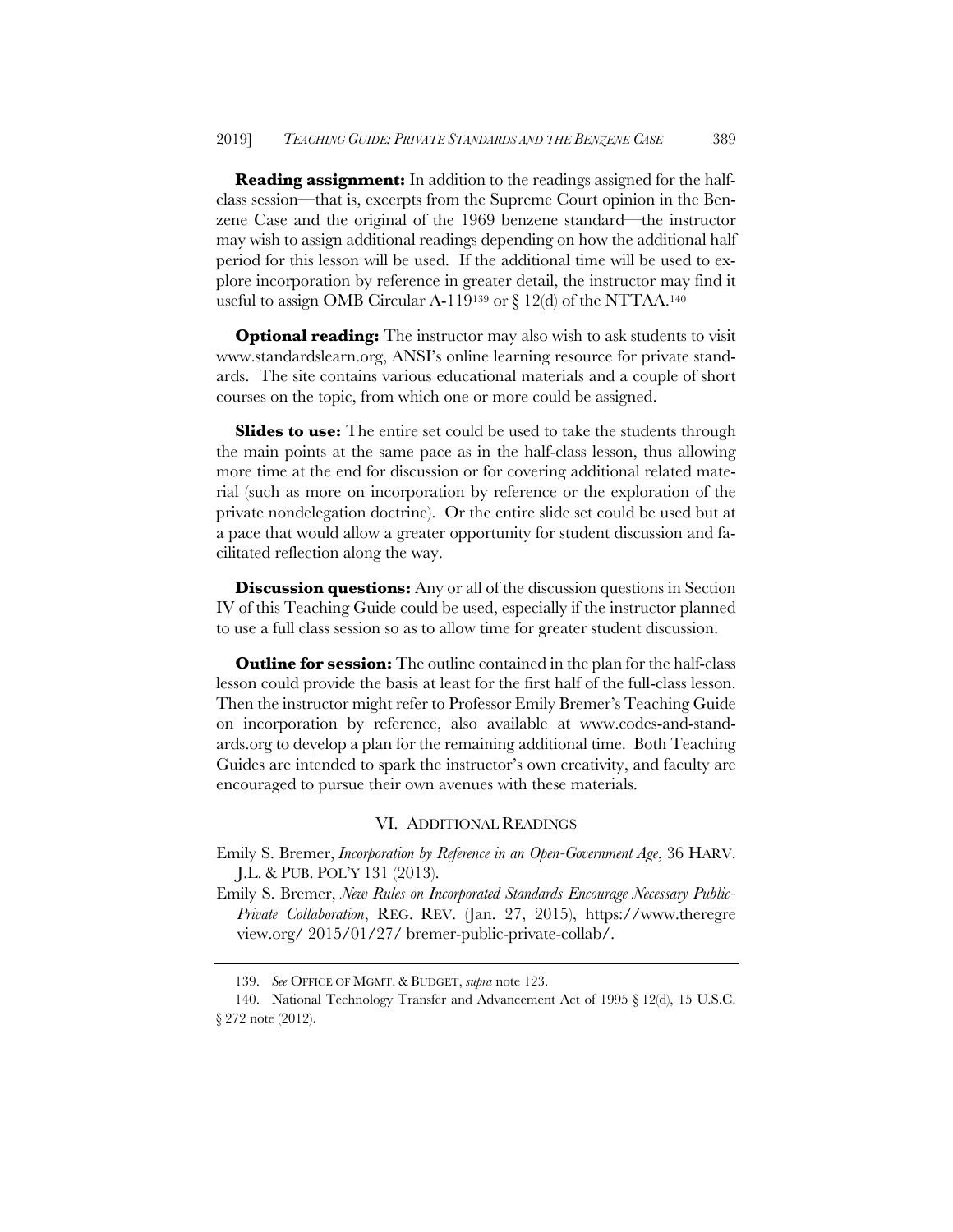**Reading assignment:** In addition to the readings assigned for the half-class session—that is, excerpts from the Supreme Court opinion in the Benzene Case and the original of the 1969 benzene standard—the instructor may wish to assign additional readings depending on how the additional half period for this lesson will be used. If the additional time will be used to explore incorporation by reference in greater detail, the instructor may find it useful to assign OMB Circular A-119[139] or § 12(d) of the NTTAA.[140]

**Optional reading:** The instructor may also wish to ask students to visit www.standardslearn.org, ANSI's online learning resource for private standards. The site contains various educational materials and a couple of short courses on the topic, from which one or more could be assigned.

**Slides to use:** The entire set could be used to take the students through the main points at the same pace as in the half-class lesson, thus allowing more time at the end for discussion or for covering additional related material (such as more on incorporation by reference or the exploration of the private nondelegation doctrine). Or the entire slide set could be used but at a pace that would allow a greater opportunity for student discussion and facilitated reflection along the way.

**Discussion questions:** Any or all of the discussion questions in Section IV of this Teaching Guide could be used, especially if the instructor planned to use a full class session so as to allow time for greater student discussion.

**Outline for session:** The outline contained in the plan for the half-class lesson could provide the basis at least for the first half of the full-class lesson. Then the instructor might refer to Professor Emily Bremer's Teaching Guide on incorporation by reference, also available at www.codes-and-standards.org to develop a plan for the remaining additional time. Both Teaching Guides are intended to spark the instructor's own creativity, and faculty are encouraged to pursue their own avenues with these materials.

## VI. ADDITIONAL READINGS

Emily S. Bremer, *Incorporation by Reference in an Open-Government Age*, 36 HARV. J.L. & PUB. POL'Y 131 (2013).

Emily S. Bremer, *New Rules on Incorporated Standards Encourage Necessary Public-Private Collaboration*, REG. REV. (Jan. 27, 2015), https://www.theregreview.org/ 2015/01/27/ bremer-public-private-collab/.

---

139. *See* OFFICE OF MGMT. & BUDGET, *supra* note 123.

140. National Technology Transfer and Advancement Act of 1995 § 12(d), 15 U.S.C. § 272 note (2012).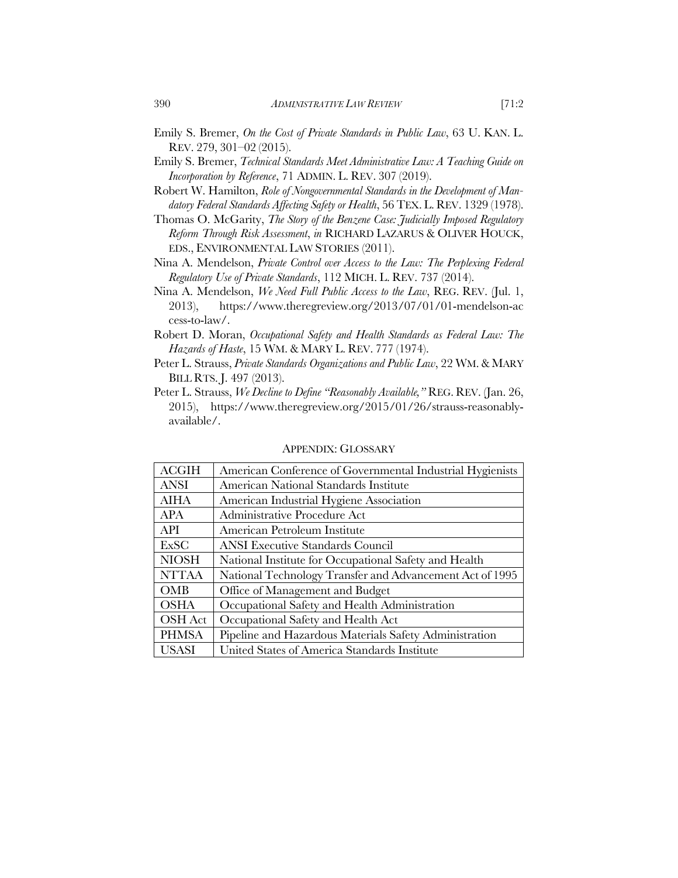Emily S. Bremer, *On the Cost of Private Standards in Public Law*, 63 U. KAN. L. REV. 279, 301–02 (2015).

Emily S. Bremer, *Technical Standards Meet Administrative Law: A Teaching Guide on Incorporation by Reference*, 71 ADMIN. L. REV. 307 (2019).

Robert W. Hamilton, *Role of Nongovernmental Standards in the Development of Mandatory Federal Standards Affecting Safety or Health*, 56 TEX. L. REV. 1329 (1978).

Thomas O. McGarity, *The Story of the Benzene Case: Judicially Imposed Regulatory Reform Through Risk Assessment*, *in* RICHARD LAZARUS & OLIVER HOUCK, EDS., ENVIRONMENTAL LAW STORIES (2011).

Nina A. Mendelson, *Private Control over Access to the Law: The Perplexing Federal Regulatory Use of Private Standards*, 112 MICH. L. REV. 737 (2014).

Nina A. Mendelson, *We Need Full Public Access to the Law*, REG. REV. (Jul. 1, 2013), https://www.theregreview.org/2013/07/01/01-mendelson-access-to-law/.

Robert D. Moran, *Occupational Safety and Health Standards as Federal Law: The Hazards of Haste*, 15 WM. & MARY L. REV. 777 (1974).

Peter L. Strauss, *Private Standards Organizations and Public Law*, 22 WM. & MARY BILL RTS. J. 497 (2013).

Peter L. Strauss, *We Decline to Define "Reasonably Available,"* REG. REV. (Jan. 26, 2015), https://www.theregreview.org/2015/01/26/strauss-reasonably-available/.

## APPENDIX: GLOSSARY

| | |
|---|---|
| ACGIH | American Conference of Governmental Industrial Hygienists |
| ANSI | American National Standards Institute |
| AIHA | American Industrial Hygiene Association |
| APA | Administrative Procedure Act |
| API | American Petroleum Institute |
| ExSC | ANSI Executive Standards Council |
| NIOSH | National Institute for Occupational Safety and Health |
| NTTAA | National Technology Transfer and Advancement Act of 1995 |
| OMB | Office of Management and Budget |
| OSHA | Occupational Safety and Health Administration |
| OSH Act | Occupational Safety and Health Act |
| PHMSA | Pipeline and Hazardous Materials Safety Administration |
| USASI | United States of America Standards Institute |